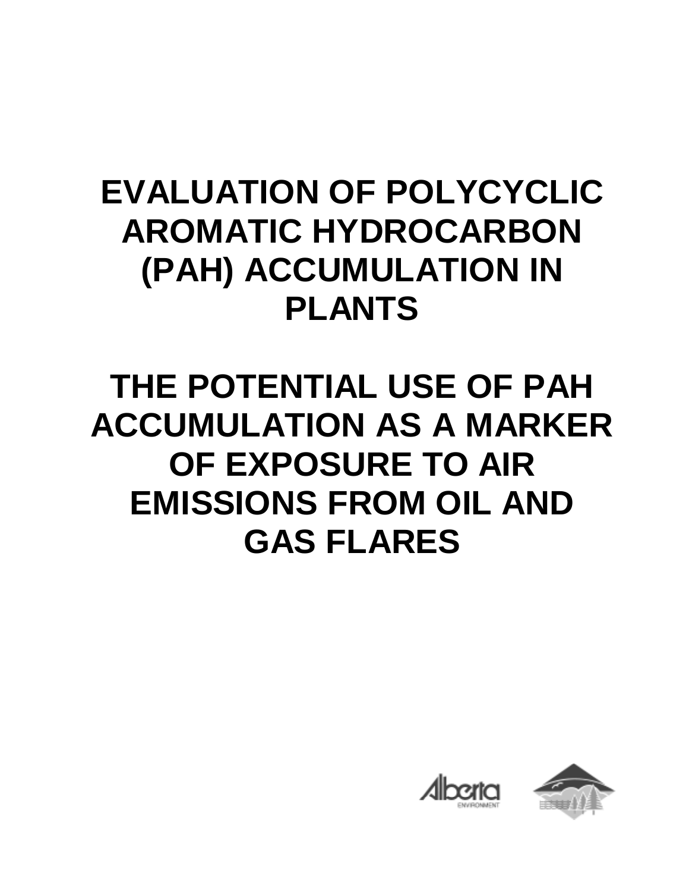# EVALUATION OF POLYCYCLIC AROMATIC HYDROCARBON (PAH) ACCUMULATION IN PLANTS

# THE POTENTIAL USE OF PAH ACCUMULATION AS A MARKER OF EXPOSURE TO AIR EMISSIONS FROM OIL AND GAS FLARES

Alberta ENVIRONMENT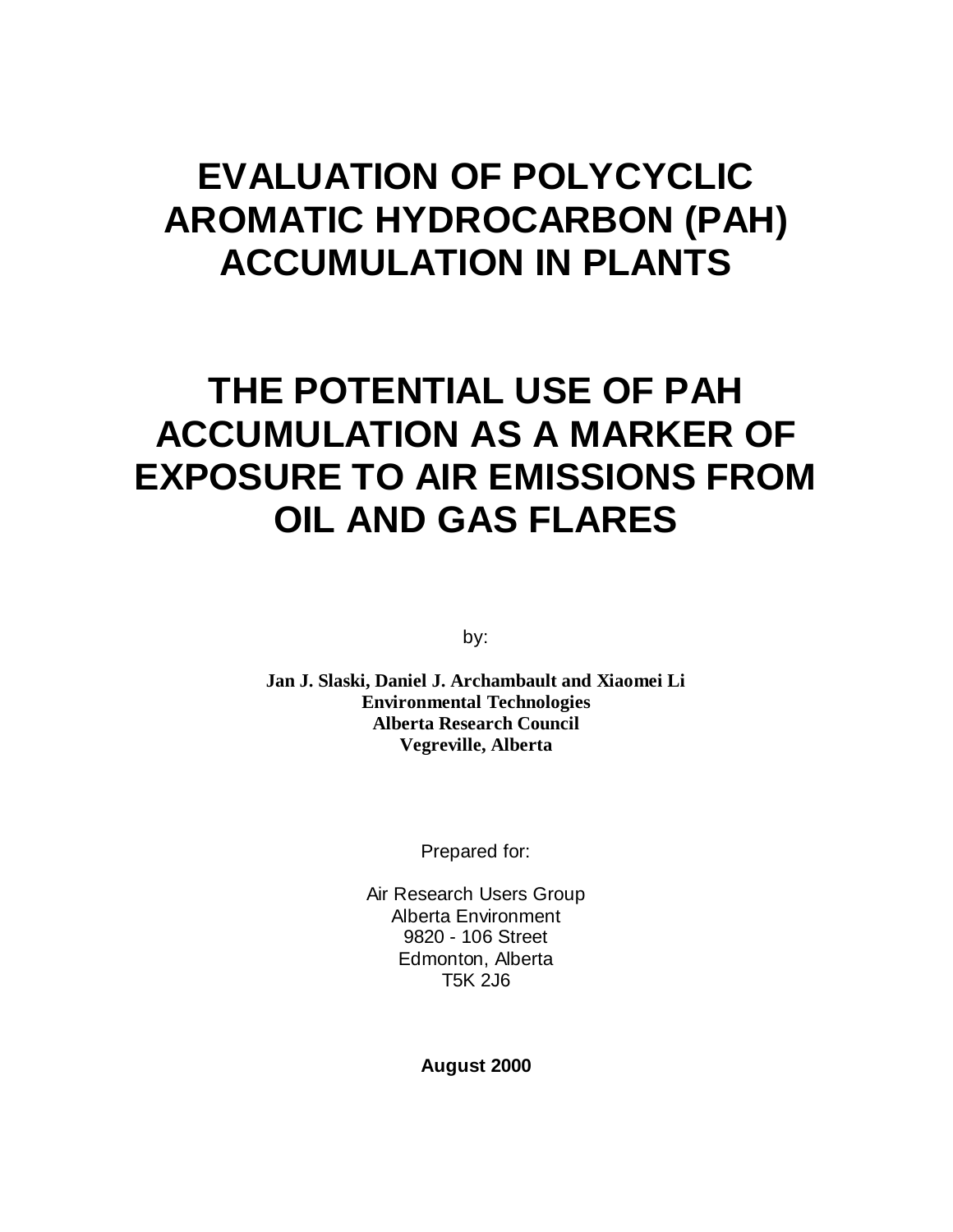# EVALUATION OF POLYCYCLIC AROMATIC HYDROCARBON (PAH) ACCUMULATION IN PLANTS

# THE POTENTIAL USE OF PAH ACCUMULATION AS A MARKER OF EXPOSURE TO AIR EMISSIONS FROM OIL AND GAS FLARES

by:

**Jan J. Slaski, Daniel J. Archambault and Xiaomei Li**
**Environmental Technologies**
**Alberta Research Council**
**Vegreville, Alberta**

Prepared for:

Air Research Users Group
Alberta Environment
9820 - 106 Street
Edmonton, Alberta
T5K 2J6

**August 2000**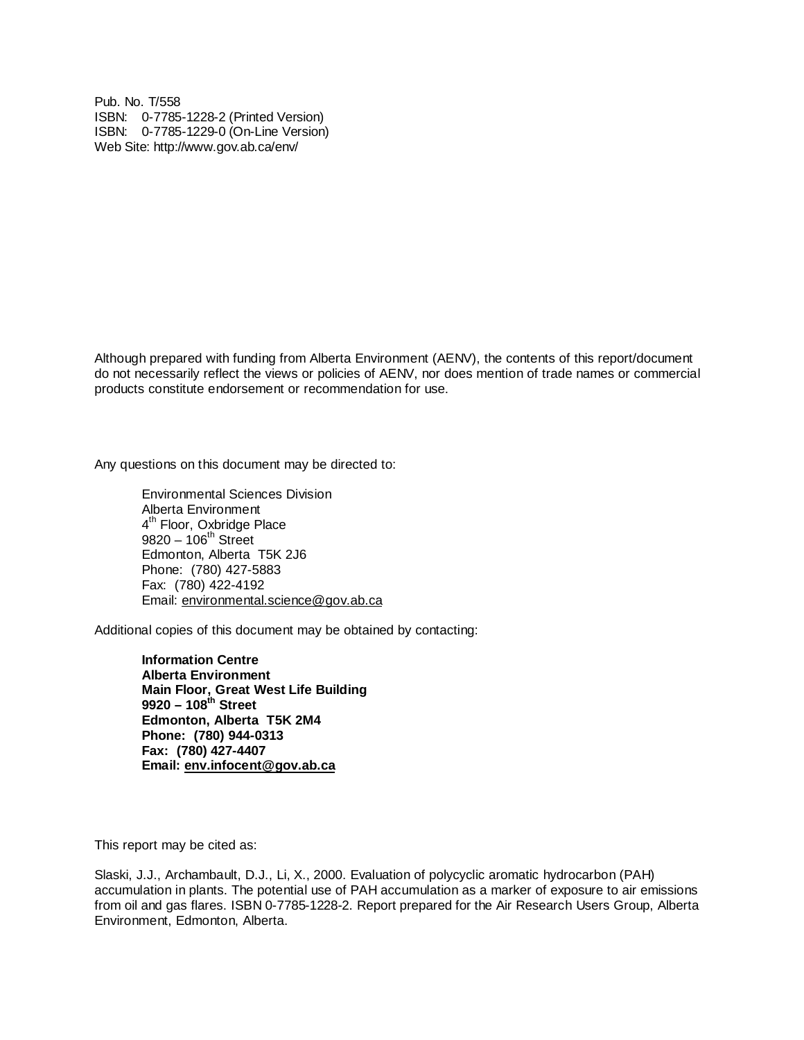Pub. No. T/558
ISBN: 0-7785-1228-2 (Printed Version)
ISBN: 0-7785-1229-0 (On-Line Version)
Web Site: http://www.gov.ab.ca/env/

Although prepared with funding from Alberta Environment (AENV), the contents of this report/document do not necessarily reflect the views or policies of AENV, nor does mention of trade names or commercial products constitute endorsement or recommendation for use.

Any questions on this document may be directed to:

> Environmental Sciences Division
> Alberta Environment
> 4th Floor, Oxbridge Place
> 9820 – 106th Street
> Edmonton, Alberta T5K 2J6
> Phone: (780) 427-5883
> Fax: (780) 422-4192
> Email: environmental.science@gov.ab.ca

Additional copies of this document may be obtained by contacting:

> **Information Centre**
> **Alberta Environment**
> **Main Floor, Great West Life Building**
> **9920 – 108th Street**
> **Edmonton, Alberta T5K 2M4**
> **Phone: (780) 944-0313**
> **Fax: (780) 427-4407**
> **Email: env.infocent@gov.ab.ca**

This report may be cited as:

Slaski, J.J., Archambault, D.J., Li, X., 2000. Evaluation of polycyclic aromatic hydrocarbon (PAH) accumulation in plants. The potential use of PAH accumulation as a marker of exposure to air emissions from oil and gas flares. ISBN 0-7785-1228-2. Report prepared for the Air Research Users Group, Alberta Environment, Edmonton, Alberta.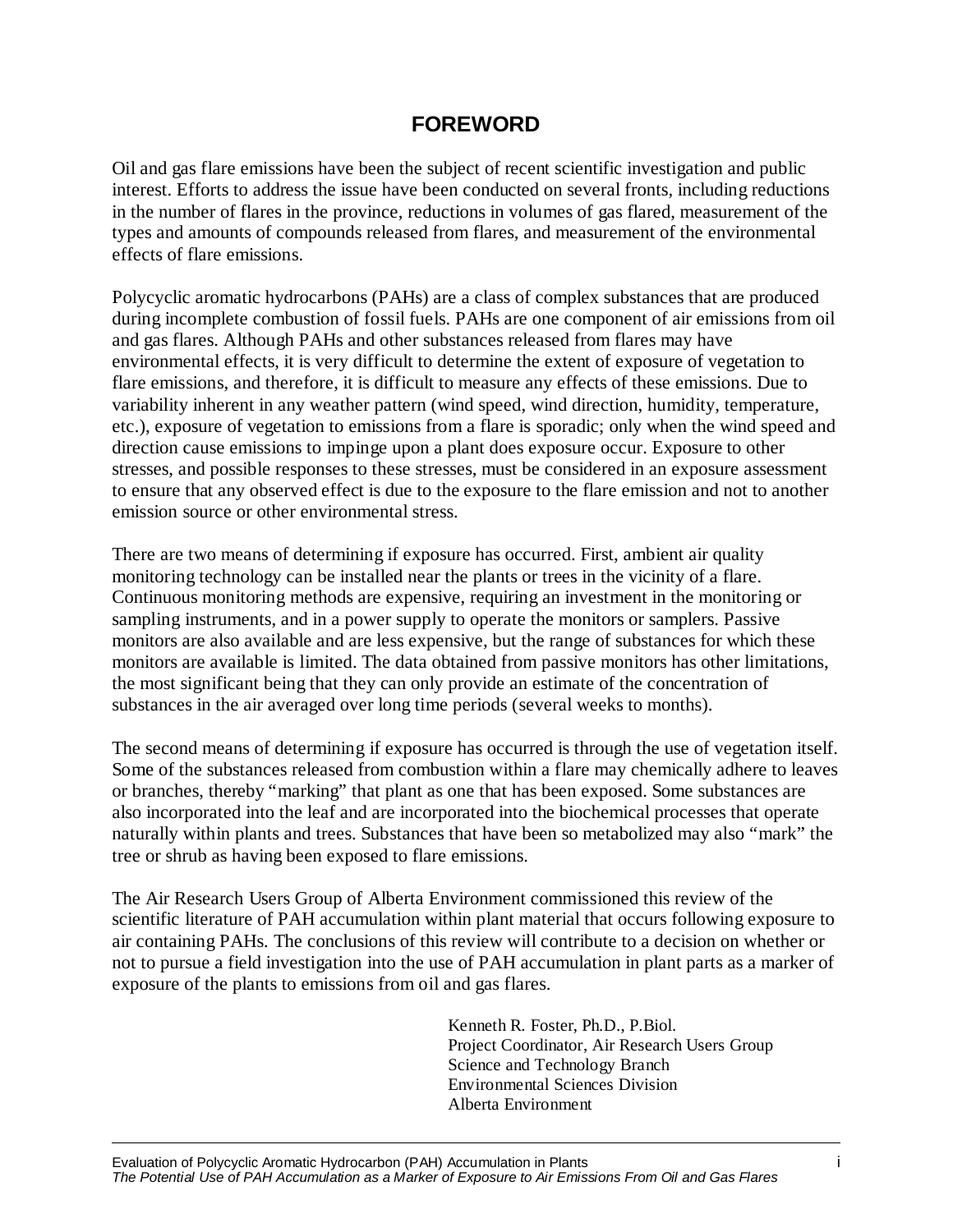# FOREWORD

Oil and gas flare emissions have been the subject of recent scientific investigation and public interest. Efforts to address the issue have been conducted on several fronts, including reductions in the number of flares in the province, reductions in volumes of gas flared, measurement of the types and amounts of compounds released from flares, and measurement of the environmental effects of flare emissions.

Polycyclic aromatic hydrocarbons (PAHs) are a class of complex substances that are produced during incomplete combustion of fossil fuels. PAHs are one component of air emissions from oil and gas flares. Although PAHs and other substances released from flares may have environmental effects, it is very difficult to determine the extent of exposure of vegetation to flare emissions, and therefore, it is difficult to measure any effects of these emissions. Due to variability inherent in any weather pattern (wind speed, wind direction, humidity, temperature, etc.), exposure of vegetation to emissions from a flare is sporadic; only when the wind speed and direction cause emissions to impinge upon a plant does exposure occur. Exposure to other stresses, and possible responses to these stresses, must be considered in an exposure assessment to ensure that any observed effect is due to the exposure to the flare emission and not to another emission source or other environmental stress.

There are two means of determining if exposure has occurred. First, ambient air quality monitoring technology can be installed near the plants or trees in the vicinity of a flare. Continuous monitoring methods are expensive, requiring an investment in the monitoring or sampling instruments, and in a power supply to operate the monitors or samplers. Passive monitors are also available and are less expensive, but the range of substances for which these monitors are available is limited. The data obtained from passive monitors has other limitations, the most significant being that they can only provide an estimate of the concentration of substances in the air averaged over long time periods (several weeks to months).

The second means of determining if exposure has occurred is through the use of vegetation itself. Some of the substances released from combustion within a flare may chemically adhere to leaves or branches, thereby "marking" that plant as one that has been exposed. Some substances are also incorporated into the leaf and are incorporated into the biochemical processes that operate naturally within plants and trees. Substances that have been so metabolized may also "mark" the tree or shrub as having been exposed to flare emissions.

The Air Research Users Group of Alberta Environment commissioned this review of the scientific literature of PAH accumulation within plant material that occurs following exposure to air containing PAHs. The conclusions of this review will contribute to a decision on whether or not to pursue a field investigation into the use of PAH accumulation in plant parts as a marker of exposure of the plants to emissions from oil and gas flares.

Kenneth R. Foster, Ph.D., P.Biol.
Project Coordinator, Air Research Users Group
Science and Technology Branch
Environmental Sciences Division
Alberta Environment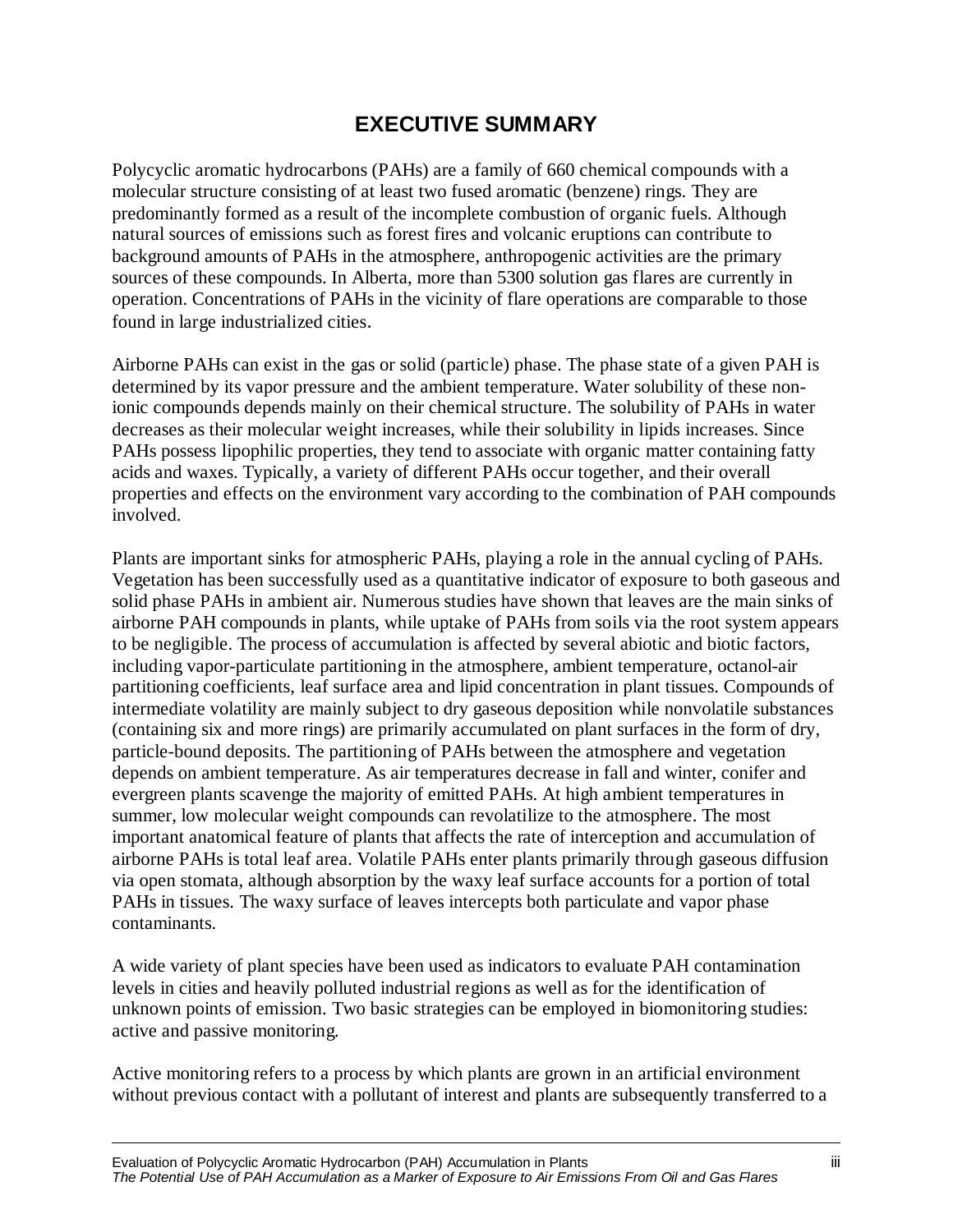# EXECUTIVE SUMMARY

Polycyclic aromatic hydrocarbons (PAHs) are a family of 660 chemical compounds with a molecular structure consisting of at least two fused aromatic (benzene) rings. They are predominantly formed as a result of the incomplete combustion of organic fuels. Although natural sources of emissions such as forest fires and volcanic eruptions can contribute to background amounts of PAHs in the atmosphere, anthropogenic activities are the primary sources of these compounds. In Alberta, more than 5300 solution gas flares are currently in operation. Concentrations of PAHs in the vicinity of flare operations are comparable to those found in large industrialized cities.

Airborne PAHs can exist in the gas or solid (particle) phase. The phase state of a given PAH is determined by its vapor pressure and the ambient temperature. Water solubility of these non-ionic compounds depends mainly on their chemical structure. The solubility of PAHs in water decreases as their molecular weight increases, while their solubility in lipids increases. Since PAHs possess lipophilic properties, they tend to associate with organic matter containing fatty acids and waxes. Typically, a variety of different PAHs occur together, and their overall properties and effects on the environment vary according to the combination of PAH compounds involved.

Plants are important sinks for atmospheric PAHs, playing a role in the annual cycling of PAHs. Vegetation has been successfully used as a quantitative indicator of exposure to both gaseous and solid phase PAHs in ambient air. Numerous studies have shown that leaves are the main sinks of airborne PAH compounds in plants, while uptake of PAHs from soils via the root system appears to be negligible. The process of accumulation is affected by several abiotic and biotic factors, including vapor-particulate partitioning in the atmosphere, ambient temperature, octanol-air partitioning coefficients, leaf surface area and lipid concentration in plant tissues. Compounds of intermediate volatility are mainly subject to dry gaseous deposition while nonvolatile substances (containing six and more rings) are primarily accumulated on plant surfaces in the form of dry, particle-bound deposits. The partitioning of PAHs between the atmosphere and vegetation depends on ambient temperature. As air temperatures decrease in fall and winter, conifer and evergreen plants scavenge the majority of emitted PAHs. At high ambient temperatures in summer, low molecular weight compounds can revolatilize to the atmosphere. The most important anatomical feature of plants that affects the rate of interception and accumulation of airborne PAHs is total leaf area. Volatile PAHs enter plants primarily through gaseous diffusion via open stomata, although absorption by the waxy leaf surface accounts for a portion of total PAHs in tissues. The waxy surface of leaves intercepts both particulate and vapor phase contaminants.

A wide variety of plant species have been used as indicators to evaluate PAH contamination levels in cities and heavily polluted industrial regions as well as for the identification of unknown points of emission. Two basic strategies can be employed in biomonitoring studies: active and passive monitoring.

Active monitoring refers to a process by which plants are grown in an artificial environment without previous contact with a pollutant of interest and plants are subsequently transferred to a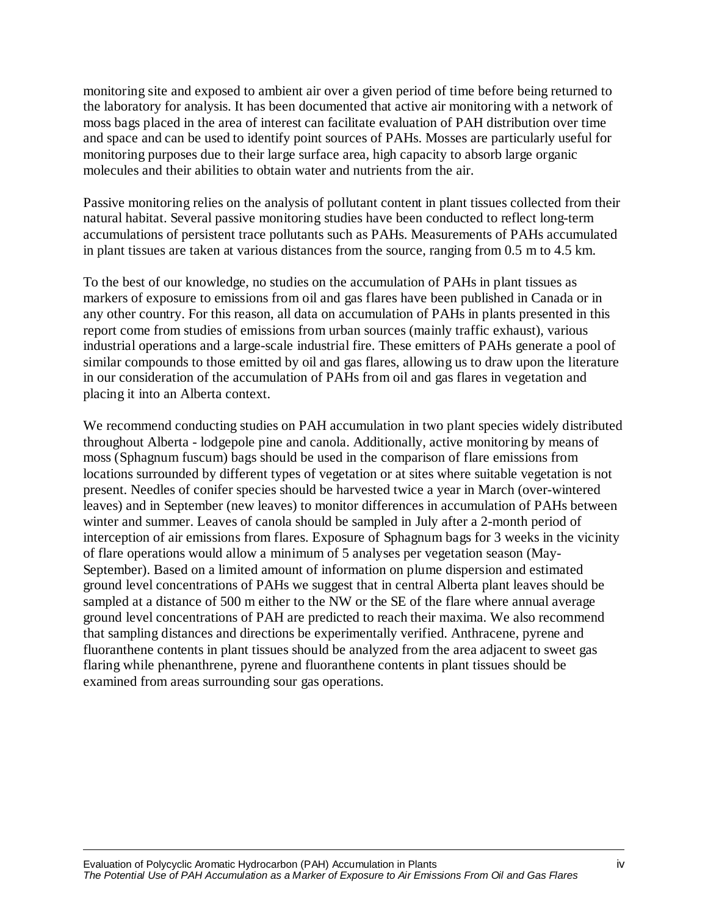monitoring site and exposed to ambient air over a given period of time before being returned to the laboratory for analysis. It has been documented that active air monitoring with a network of moss bags placed in the area of interest can facilitate evaluation of PAH distribution over time and space and can be used to identify point sources of PAHs. Mosses are particularly useful for monitoring purposes due to their large surface area, high capacity to absorb large organic molecules and their abilities to obtain water and nutrients from the air.

Passive monitoring relies on the analysis of pollutant content in plant tissues collected from their natural habitat. Several passive monitoring studies have been conducted to reflect long-term accumulations of persistent trace pollutants such as PAHs. Measurements of PAHs accumulated in plant tissues are taken at various distances from the source, ranging from 0.5 m to 4.5 km.

To the best of our knowledge, no studies on the accumulation of PAHs in plant tissues as markers of exposure to emissions from oil and gas flares have been published in Canada or in any other country. For this reason, all data on accumulation of PAHs in plants presented in this report come from studies of emissions from urban sources (mainly traffic exhaust), various industrial operations and a large-scale industrial fire. These emitters of PAHs generate a pool of similar compounds to those emitted by oil and gas flares, allowing us to draw upon the literature in our consideration of the accumulation of PAHs from oil and gas flares in vegetation and placing it into an Alberta context.

We recommend conducting studies on PAH accumulation in two plant species widely distributed throughout Alberta - lodgepole pine and canola. Additionally, active monitoring by means of moss (Sphagnum fuscum) bags should be used in the comparison of flare emissions from locations surrounded by different types of vegetation or at sites where suitable vegetation is not present. Needles of conifer species should be harvested twice a year in March (over-wintered leaves) and in September (new leaves) to monitor differences in accumulation of PAHs between winter and summer. Leaves of canola should be sampled in July after a 2-month period of interception of air emissions from flares. Exposure of Sphagnum bags for 3 weeks in the vicinity of flare operations would allow a minimum of 5 analyses per vegetation season (May-September). Based on a limited amount of information on plume dispersion and estimated ground level concentrations of PAHs we suggest that in central Alberta plant leaves should be sampled at a distance of 500 m either to the NW or the SE of the flare where annual average ground level concentrations of PAH are predicted to reach their maxima. We also recommend that sampling distances and directions be experimentally verified. Anthracene, pyrene and fluoranthene contents in plant tissues should be analyzed from the area adjacent to sweet gas flaring while phenanthrene, pyrene and fluoranthene contents in plant tissues should be examined from areas surrounding sour gas operations.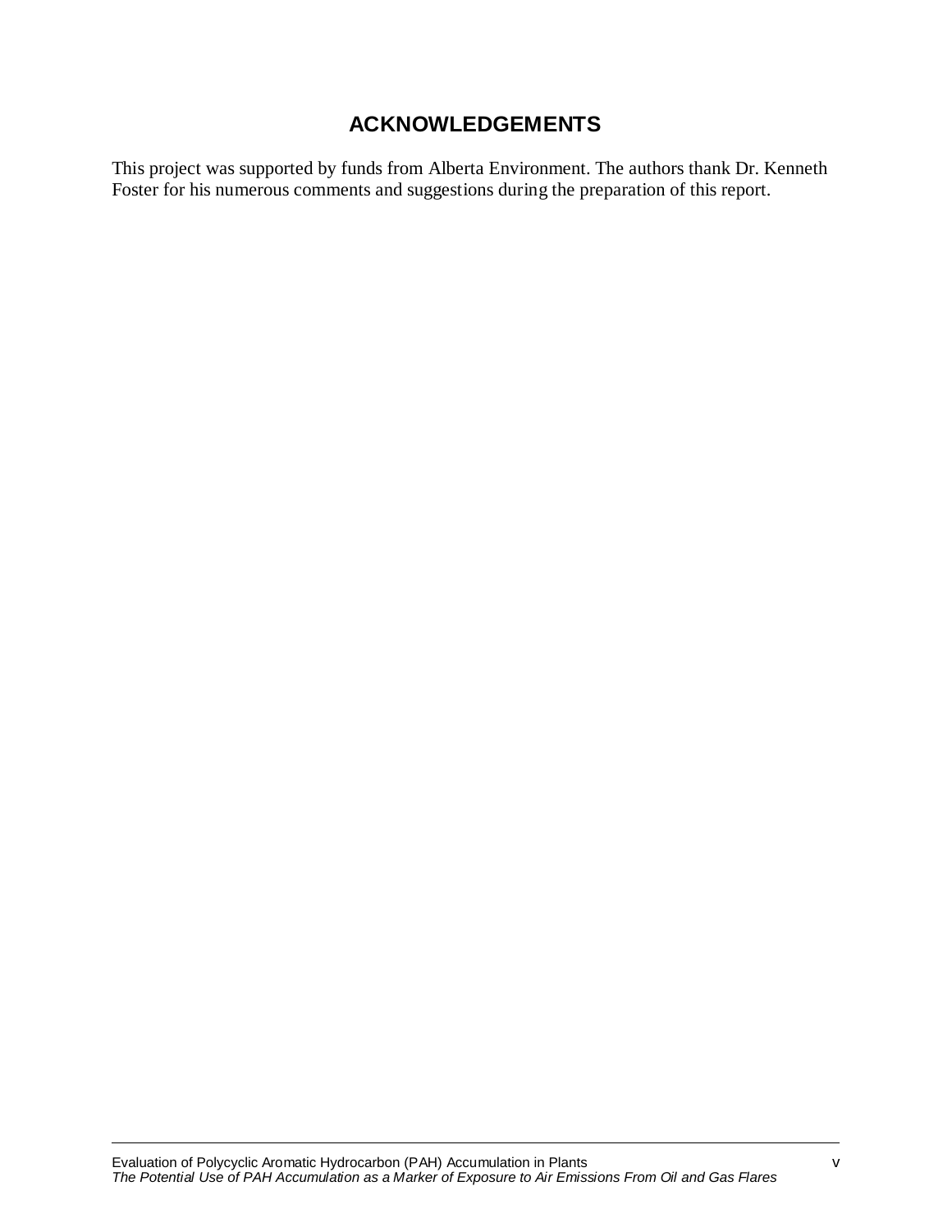# ACKNOWLEDGEMENTS

This project was supported by funds from Alberta Environment. The authors thank Dr. Kenneth Foster for his numerous comments and suggestions during the preparation of this report.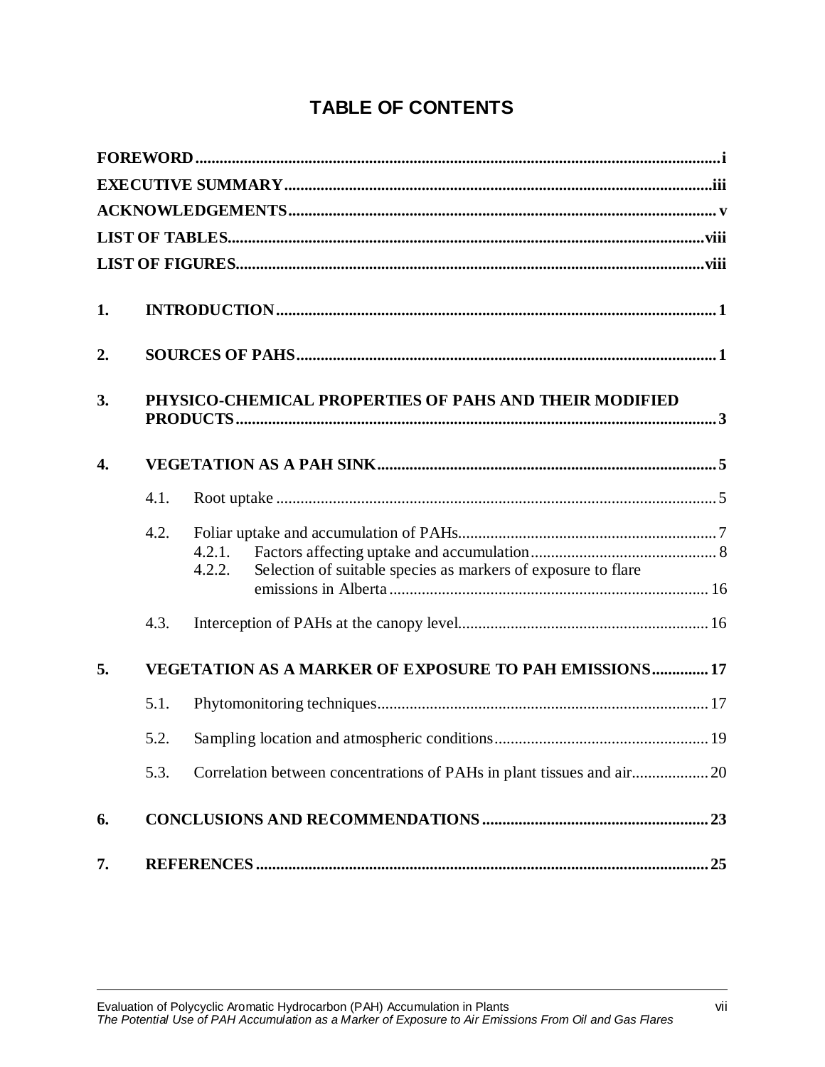# TABLE OF CONTENTS

**FOREWORD** ..... i

**EXECUTIVE SUMMARY** ..... iii

**ACKNOWLEDGEMENTS** ..... v

**LIST OF TABLES** ..... viii

**LIST OF FIGURES** ..... viii

**1. INTRODUCTION** ..... 1

**2. SOURCES OF PAHS** ..... 1

**3. PHYSICO-CHEMICAL PROPERTIES OF PAHS AND THEIR MODIFIED PRODUCTS** ..... 3

**4. VEGETATION AS A PAH SINK** ..... 5

- 4.1. Root uptake ..... 5
- 4.2. Foliar uptake and accumulation of PAHs ..... 7
  - 4.2.1. Factors affecting uptake and accumulation ..... 8
  - 4.2.2. Selection of suitable species as markers of exposure to flare emissions in Alberta ..... 16
- 4.3. Interception of PAHs at the canopy level ..... 16

**5. VEGETATION AS A MARKER OF EXPOSURE TO PAH EMISSIONS** ..... 17

- 5.1. Phytomonitoring techniques ..... 17
- 5.2. Sampling location and atmospheric conditions ..... 19
- 5.3. Correlation between concentrations of PAHs in plant tissues and air ..... 20

**6. CONCLUSIONS AND RECOMMENDATIONS** ..... 23

**7. REFERENCES** ..... 25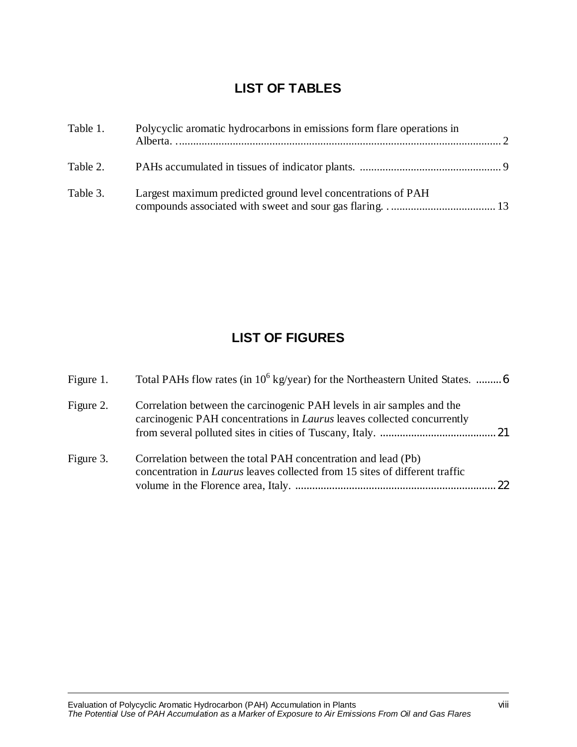## LIST OF TABLES

| | | |
|---|---|---|
| Table 1. | Polycyclic aromatic hydrocarbons in emissions form flare operations in Alberta. | 2 |
| Table 2. | PAHs accumulated in tissues of indicator plants. | 9 |
| Table 3. | Largest maximum predicted ground level concentrations of PAH compounds associated with sweet and sour gas flaring. | 13 |

## LIST OF FIGURES

| | | |
|---|---|---|
| Figure 1. | Total PAHs flow rates (in $10^6$ kg/year) for the Northeastern United States. | 6 |
| Figure 2. | Correlation between the carcinogenic PAH levels in air samples and the carcinogenic PAH concentrations in *Laurus* leaves collected concurrently from several polluted sites in cities of Tuscany, Italy. | 21 |
| Figure 3. | Correlation between the total PAH concentration and lead (Pb) concentration in *Laurus* leaves collected from 15 sites of different traffic volume in the Florence area, Italy. | 22 |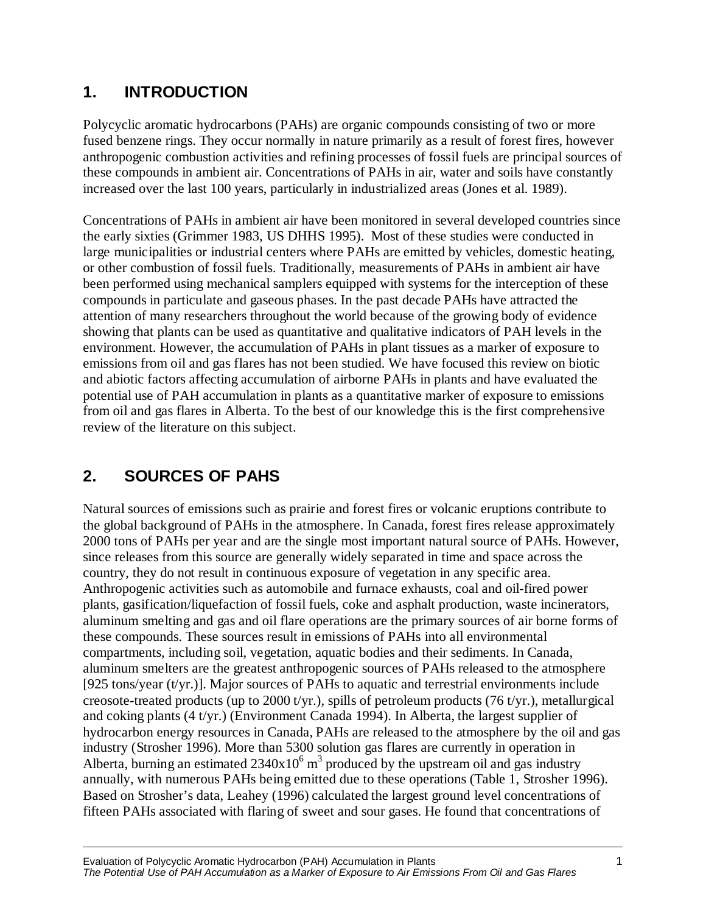## 1. INTRODUCTION

Polycyclic aromatic hydrocarbons (PAHs) are organic compounds consisting of two or more fused benzene rings. They occur normally in nature primarily as a result of forest fires, however anthropogenic combustion activities and refining processes of fossil fuels are principal sources of these compounds in ambient air. Concentrations of PAHs in air, water and soils have constantly increased over the last 100 years, particularly in industrialized areas (Jones et al. 1989).

Concentrations of PAHs in ambient air have been monitored in several developed countries since the early sixties (Grimmer 1983, US DHHS 1995). Most of these studies were conducted in large municipalities or industrial centers where PAHs are emitted by vehicles, domestic heating, or other combustion of fossil fuels. Traditionally, measurements of PAHs in ambient air have been performed using mechanical samplers equipped with systems for the interception of these compounds in particulate and gaseous phases. In the past decade PAHs have attracted the attention of many researchers throughout the world because of the growing body of evidence showing that plants can be used as quantitative and qualitative indicators of PAH levels in the environment. However, the accumulation of PAHs in plant tissues as a marker of exposure to emissions from oil and gas flares has not been studied. We have focused this review on biotic and abiotic factors affecting accumulation of airborne PAHs in plants and have evaluated the potential use of PAH accumulation in plants as a quantitative marker of exposure to emissions from oil and gas flares in Alberta. To the best of our knowledge this is the first comprehensive review of the literature on this subject.

## 2. SOURCES OF PAHS

Natural sources of emissions such as prairie and forest fires or volcanic eruptions contribute to the global background of PAHs in the atmosphere. In Canada, forest fires release approximately 2000 tons of PAHs per year and are the single most important natural source of PAHs. However, since releases from this source are generally widely separated in time and space across the country, they do not result in continuous exposure of vegetation in any specific area. Anthropogenic activities such as automobile and furnace exhausts, coal and oil-fired power plants, gasification/liquefaction of fossil fuels, coke and asphalt production, waste incinerators, aluminum smelting and gas and oil flare operations are the primary sources of air borne forms of these compounds. These sources result in emissions of PAHs into all environmental compartments, including soil, vegetation, aquatic bodies and their sediments. In Canada, aluminum smelters are the greatest anthropogenic sources of PAHs released to the atmosphere [925 tons/year (t/yr.)]. Major sources of PAHs to aquatic and terrestrial environments include creosote-treated products (up to 2000 t/yr.), spills of petroleum products (76 t/yr.), metallurgical and coking plants (4 t/yr.) (Environment Canada 1994). In Alberta, the largest supplier of hydrocarbon energy resources in Canada, PAHs are released to the atmosphere by the oil and gas industry (Strosher 1996). More than 5300 solution gas flares are currently in operation in Alberta, burning an estimated $2340 \times 10^6$ $m^3$ produced by the upstream oil and gas industry annually, with numerous PAHs being emitted due to these operations (Table 1, Strosher 1996). Based on Strosher's data, Leahey (1996) calculated the largest ground level concentrations of fifteen PAHs associated with flaring of sweet and sour gases. He found that concentrations of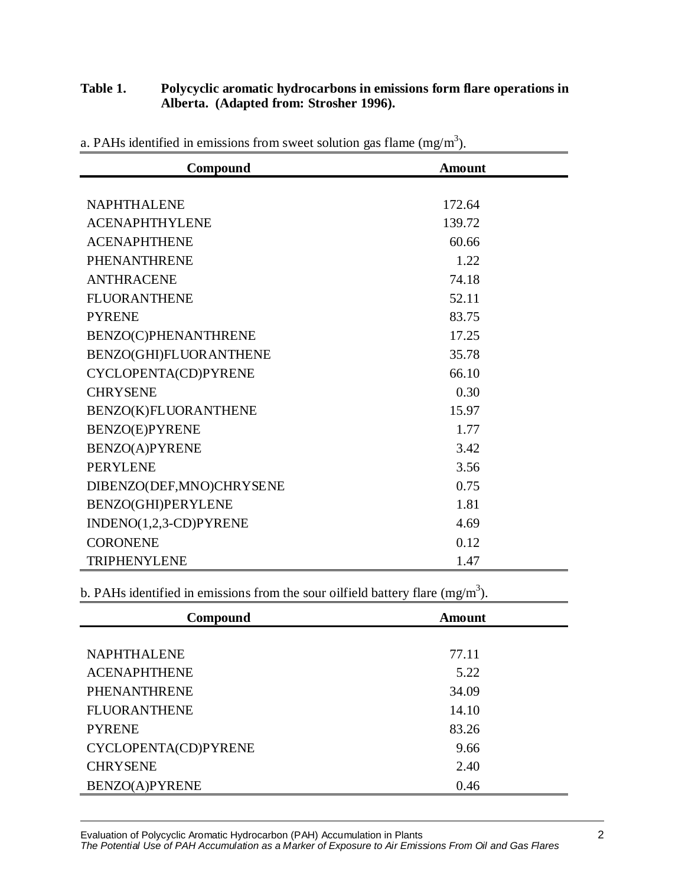**Table 1. Polycyclic aromatic hydrocarbons in emissions form flare operations in Alberta. (Adapted from: Strosher 1996).**

a. PAHs identified in emissions from sweet solution gas flame ($mg/m^3$).

| Compound | Amount |
|---|---|
| NAPHTHALENE | 172.64 |
| ACENAPHTHYLENE | 139.72 |
| ACENAPHTHENE | 60.66 |
| PHENANTHRENE | 1.22 |
| ANTHRACENE | 74.18 |
| FLUORANTHENE | 52.11 |
| PYRENE | 83.75 |
| BENZO(C)PHENANTHRENE | 17.25 |
| BENZO(GHI)FLUORANTHENE | 35.78 |
| CYCLOPENTA(CD)PYRENE | 66.10 |
| CHRYSENE | 0.30 |
| BENZO(K)FLUORANTHENE | 15.97 |
| BENZO(E)PYRENE | 1.77 |
| BENZO(A)PYRENE | 3.42 |
| PERYLENE | 3.56 |
| DIBENZO(DEF,MNO)CHRYSENE | 0.75 |
| BENZO(GHI)PERYLENE | 1.81 |
| INDENO(1,2,3-CD)PYRENE | 4.69 |
| CORONENE | 0.12 |
| TRIPHENYLENE | 1.47 |

b. PAHs identified in emissions from the sour oilfield battery flare ($mg/m^3$).

| Compound | Amount |
|---|---|
| NAPHTHALENE | 77.11 |
| ACENAPHTHENE | 5.22 |
| PHENANTHRENE | 34.09 |
| FLUORANTHENE | 14.10 |
| PYRENE | 83.26 |
| CYCLOPENTA(CD)PYRENE | 9.66 |
| CHRYSENE | 2.40 |
| BENZO(A)PYRENE | 0.46 |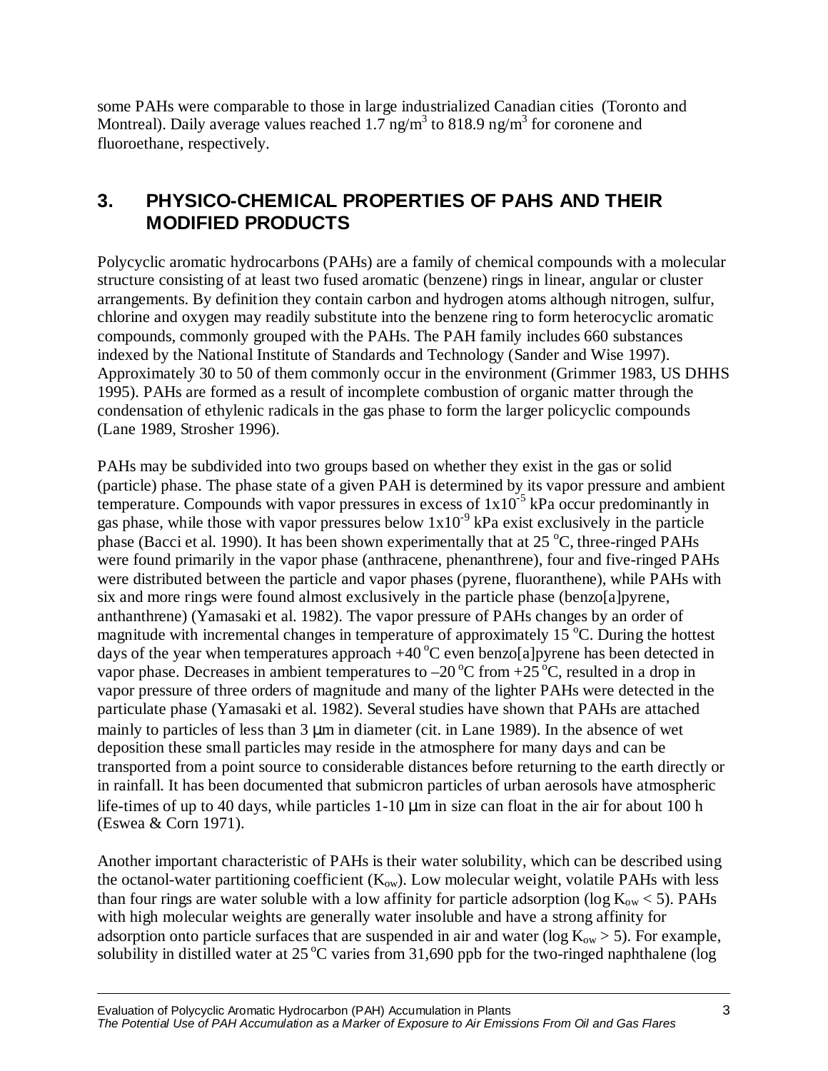some PAHs were comparable to those in large industrialized Canadian cities (Toronto and Montreal). Daily average values reached 1.7 ng/m$^3$ to 818.9 ng/m$^3$ for coronene and fluoroethane, respectively.

## 3. PHYSICO-CHEMICAL PROPERTIES OF PAHS AND THEIR MODIFIED PRODUCTS

Polycyclic aromatic hydrocarbons (PAHs) are a family of chemical compounds with a molecular structure consisting of at least two fused aromatic (benzene) rings in linear, angular or cluster arrangements. By definition they contain carbon and hydrogen atoms although nitrogen, sulfur, chlorine and oxygen may readily substitute into the benzene ring to form heterocyclic aromatic compounds, commonly grouped with the PAHs. The PAH family includes 660 substances indexed by the National Institute of Standards and Technology (Sander and Wise 1997). Approximately 30 to 50 of them commonly occur in the environment (Grimmer 1983, US DHHS 1995). PAHs are formed as a result of incomplete combustion of organic matter through the condensation of ethylenic radicals in the gas phase to form the larger policyclic compounds (Lane 1989, Strosher 1996).

PAHs may be subdivided into two groups based on whether they exist in the gas or solid (particle) phase. The phase state of a given PAH is determined by its vapor pressure and ambient temperature. Compounds with vapor pressures in excess of $1 \times 10^{-5}$ kPa occur predominantly in gas phase, while those with vapor pressures below $1 \times 10^{-9}$ kPa exist exclusively in the particle phase (Bacci et al. 1990). It has been shown experimentally that at 25 °C, three-ringed PAHs were found primarily in the vapor phase (anthracene, phenanthrene), four and five-ringed PAHs were distributed between the particle and vapor phases (pyrene, fluoranthene), while PAHs with six and more rings were found almost exclusively in the particle phase (benzo[a]pyrene, anthanthrene) (Yamasaki et al. 1982). The vapor pressure of PAHs changes by an order of magnitude with incremental changes in temperature of approximately 15 °C. During the hottest days of the year when temperatures approach +40 °C even benzo[a]pyrene has been detected in vapor phase. Decreases in ambient temperatures to –20 °C from +25 °C, resulted in a drop in vapor pressure of three orders of magnitude and many of the lighter PAHs were detected in the particulate phase (Yamasaki et al. 1982). Several studies have shown that PAHs are attached mainly to particles of less than 3 μm in diameter (cit. in Lane 1989). In the absence of wet deposition these small particles may reside in the atmosphere for many days and can be transported from a point source to considerable distances before returning to the earth directly or in rainfall. It has been documented that submicron particles of urban aerosols have atmospheric life-times of up to 40 days, while particles 1-10 μm in size can float in the air for about 100 h (Eswea & Corn 1971).

Another important characteristic of PAHs is their water solubility, which can be described using the octanol-water partitioning coefficient ($K_{ow}$). Low molecular weight, volatile PAHs with less than four rings are water soluble with a low affinity for particle adsorption ($\log K_{ow} < 5$). PAHs with high molecular weights are generally water insoluble and have a strong affinity for adsorption onto particle surfaces that are suspended in air and water ($\log K_{ow} > 5$). For example, solubility in distilled water at 25 °C varies from 31,690 ppb for the two-ringed naphthalene (log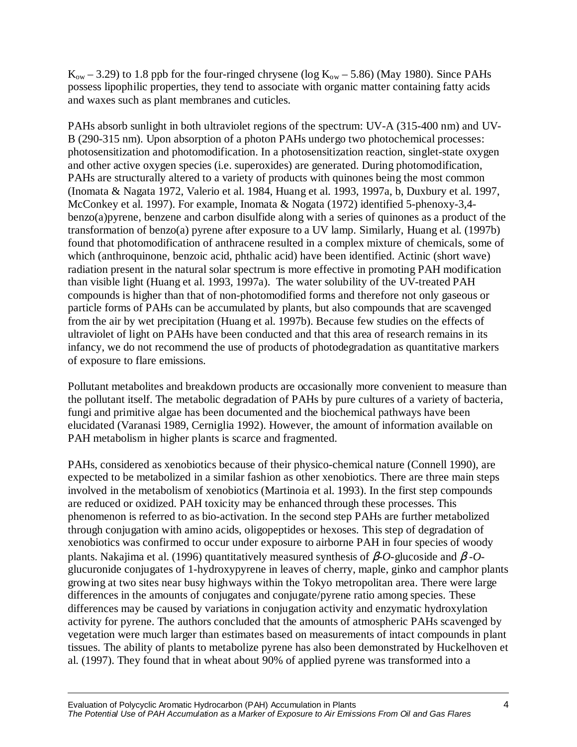$K_{ow}$ – 3.29) to 1.8 ppb for the four-ringed chrysene (log $K_{ow}$ – 5.86) (May 1980). Since PAHs possess lipophilic properties, they tend to associate with organic matter containing fatty acids and waxes such as plant membranes and cuticles.

PAHs absorb sunlight in both ultraviolet regions of the spectrum: UV-A (315-400 nm) and UV-B (290-315 nm). Upon absorption of a photon PAHs undergo two photochemical processes: photosensitization and photomodification. In a photosensitization reaction, singlet-state oxygen and other active oxygen species (i.e. superoxides) are generated. During photomodification, PAHs are structurally altered to a variety of products with quinones being the most common (Inomata & Nagata 1972, Valerio et al. 1984, Huang et al. 1993, 1997a, b, Duxbury et al. 1997, McConkey et al. 1997). For example, Inomata & Nogata (1972) identified 5-phenoxy-3,4-benzo(a)pyrene, benzene and carbon disulfide along with a series of quinones as a product of the transformation of benzo(a) pyrene after exposure to a UV lamp. Similarly, Huang et al. (1997b) found that photomodification of anthracene resulted in a complex mixture of chemicals, some of which (anthroquinone, benzoic acid, phthalic acid) have been identified. Actinic (short wave) radiation present in the natural solar spectrum is more effective in promoting PAH modification than visible light (Huang et al. 1993, 1997a). The water solubility of the UV-treated PAH compounds is higher than that of non-photomodified forms and therefore not only gaseous or particle forms of PAHs can be accumulated by plants, but also compounds that are scavenged from the air by wet precipitation (Huang et al. 1997b). Because few studies on the effects of ultraviolet of light on PAHs have been conducted and that this area of research remains in its infancy, we do not recommend the use of products of photodegradation as quantitative markers of exposure to flare emissions.

Pollutant metabolites and breakdown products are occasionally more convenient to measure than the pollutant itself. The metabolic degradation of PAHs by pure cultures of a variety of bacteria, fungi and primitive algae has been documented and the biochemical pathways have been elucidated (Varanasi 1989, Cerniglia 1992). However, the amount of information available on PAH metabolism in higher plants is scarce and fragmented.

PAHs, considered as xenobiotics because of their physico-chemical nature (Connell 1990), are expected to be metabolized in a similar fashion as other xenobiotics. There are three main steps involved in the metabolism of xenobiotics (Martinoia et al. 1993). In the first step compounds are reduced or oxidized. PAH toxicity may be enhanced through these processes. This phenomenon is referred to as bio-activation. In the second step PAHs are further metabolized through conjugation with amino acids, oligopeptides or hexoses. This step of degradation of xenobiotics was confirmed to occur under exposure to airborne PAH in four species of woody plants. Nakajima et al. (1996) quantitatively measured synthesis of $\beta$-*O*-glucoside and $\beta$-*O*-glucuronide conjugates of 1-hydroxypyrene in leaves of cherry, maple, ginko and camphor plants growing at two sites near busy highways within the Tokyo metropolitan area. There were large differences in the amounts of conjugates and conjugate/pyrene ratio among species. These differences may be caused by variations in conjugation activity and enzymatic hydroxylation activity for pyrene. The authors concluded that the amounts of atmospheric PAHs scavenged by vegetation were much larger than estimates based on measurements of intact compounds in plant tissues. The ability of plants to metabolize pyrene has also been demonstrated by Huckelhoven et al. (1997). They found that in wheat about 90% of applied pyrene was transformed into a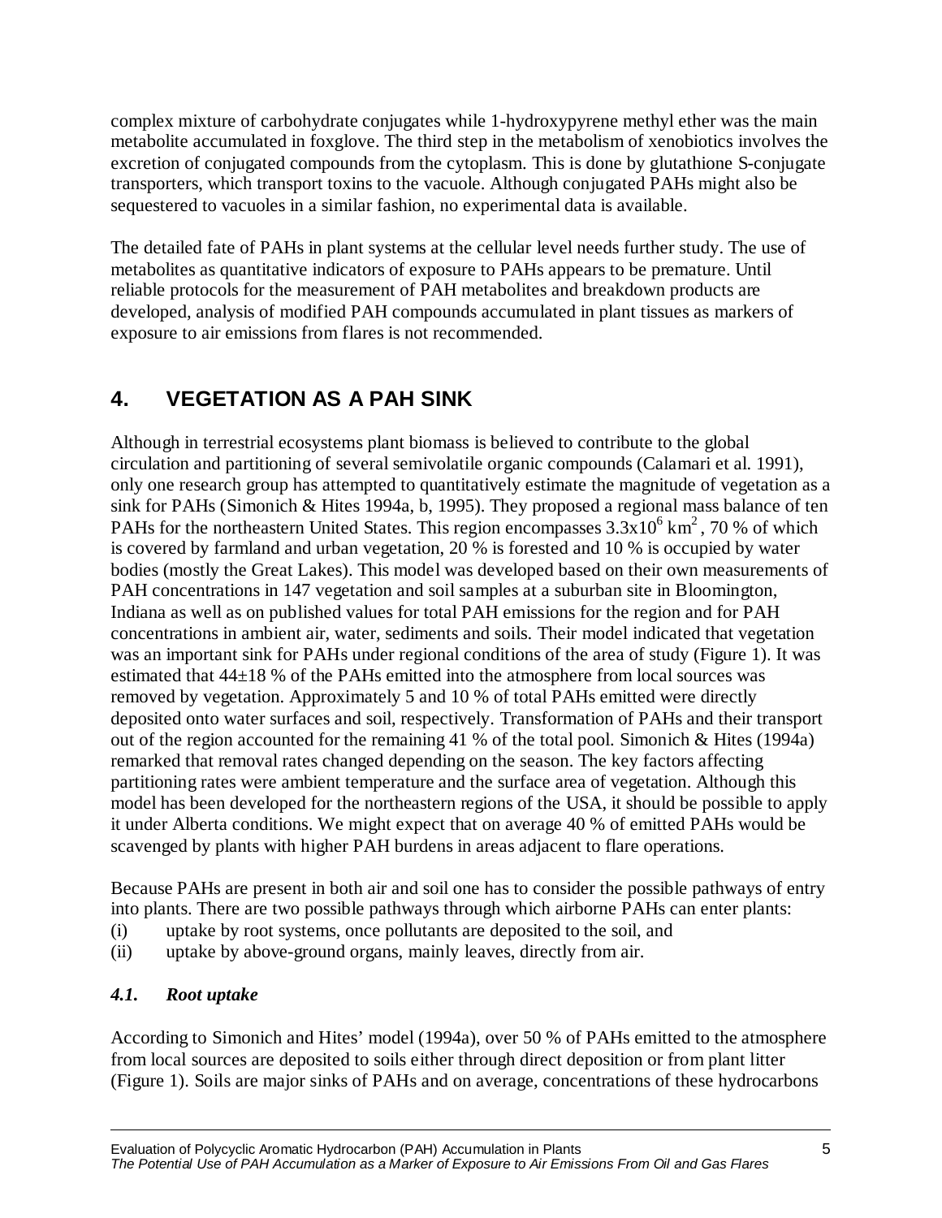complex mixture of carbohydrate conjugates while 1-hydroxypyrene methyl ether was the main metabolite accumulated in foxglove. The third step in the metabolism of xenobiotics involves the excretion of conjugated compounds from the cytoplasm. This is done by glutathione S-conjugate transporters, which transport toxins to the vacuole. Although conjugated PAHs might also be sequestered to vacuoles in a similar fashion, no experimental data is available.

The detailed fate of PAHs in plant systems at the cellular level needs further study. The use of metabolites as quantitative indicators of exposure to PAHs appears to be premature. Until reliable protocols for the measurement of PAH metabolites and breakdown products are developed, analysis of modified PAH compounds accumulated in plant tissues as markers of exposure to air emissions from flares is not recommended.

# 4. VEGETATION AS A PAH SINK

Although in terrestrial ecosystems plant biomass is believed to contribute to the global circulation and partitioning of several semivolatile organic compounds (Calamari et al. 1991), only one research group has attempted to quantitatively estimate the magnitude of vegetation as a sink for PAHs (Simonich & Hites 1994a, b, 1995). They proposed a regional mass balance of ten PAHs for the northeastern United States. This region encompasses $3.3 x 10^6$ $km^2$, 70 % of which is covered by farmland and urban vegetation, 20 % is forested and 10 % is occupied by water bodies (mostly the Great Lakes). This model was developed based on their own measurements of PAH concentrations in 147 vegetation and soil samples at a suburban site in Bloomington, Indiana as well as on published values for total PAH emissions for the region and for PAH concentrations in ambient air, water, sediments and soils. Their model indicated that vegetation was an important sink for PAHs under regional conditions of the area of study (Figure 1). It was estimated that $44 \pm 18$ % of the PAHs emitted into the atmosphere from local sources was removed by vegetation. Approximately 5 and 10 % of total PAHs emitted were directly deposited onto water surfaces and soil, respectively. Transformation of PAHs and their transport out of the region accounted for the remaining 41 % of the total pool. Simonich & Hites (1994a) remarked that removal rates changed depending on the season. The key factors affecting partitioning rates were ambient temperature and the surface area of vegetation. Although this model has been developed for the northeastern regions of the USA, it should be possible to apply it under Alberta conditions. We might expect that on average 40 % of emitted PAHs would be scavenged by plants with higher PAH burdens in areas adjacent to flare operations.

Because PAHs are present in both air and soil one has to consider the possible pathways of entry into plants. There are two possible pathways through which airborne PAHs can enter plants:

(i) uptake by root systems, once pollutants are deposited to the soil, and
(ii) uptake by above-ground organs, mainly leaves, directly from air.

## *4.1. Root uptake*

According to Simonich and Hites' model (1994a), over 50 % of PAHs emitted to the atmosphere from local sources are deposited to soils either through direct deposition or from plant litter (Figure 1). Soils are major sinks of PAHs and on average, concentrations of these hydrocarbons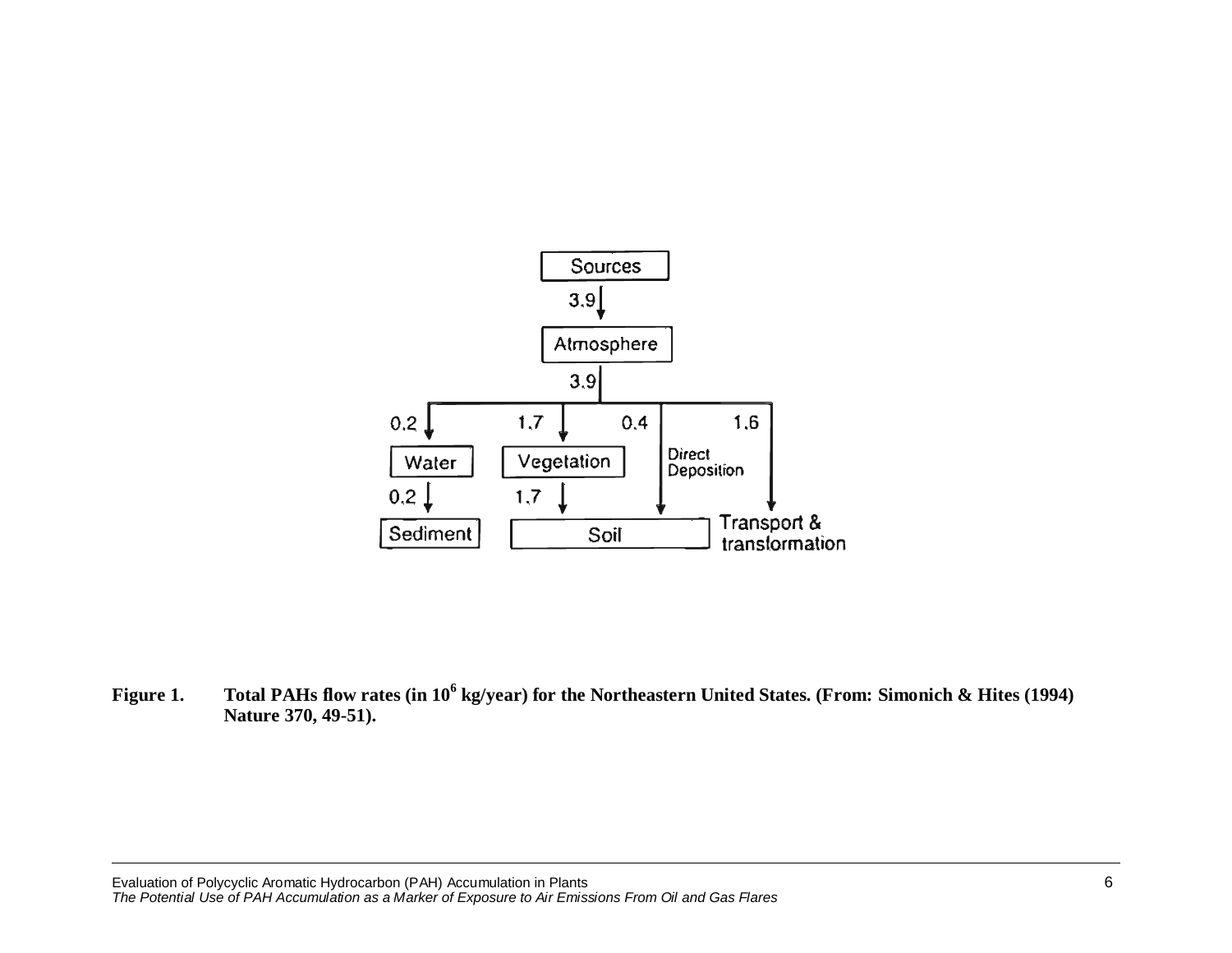**Figure 1. Total PAHs flow rates (in $10^6$ kg/year) for the Northeastern United States. (From: Simonich & Hites (1994) Nature 370, 49-51).**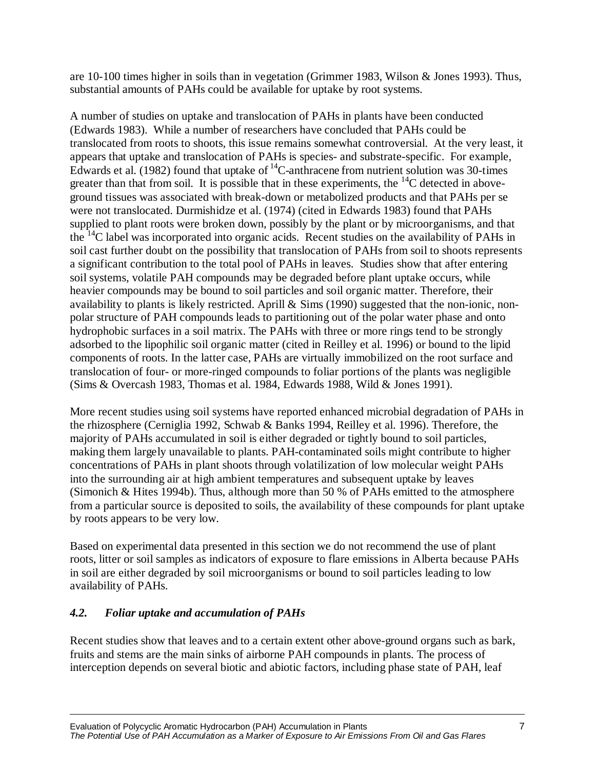are 10-100 times higher in soils than in vegetation (Grimmer 1983, Wilson & Jones 1993). Thus, substantial amounts of PAHs could be available for uptake by root systems.

A number of studies on uptake and translocation of PAHs in plants have been conducted (Edwards 1983). While a number of researchers have concluded that PAHs could be translocated from roots to shoots, this issue remains somewhat controversial. At the very least, it appears that uptake and translocation of PAHs is species- and substrate-specific. For example, Edwards et al. (1982) found that uptake of $^{14}$C-anthracene from nutrient solution was 30-times greater than that from soil. It is possible that in these experiments, the $^{14}$C detected in above-ground tissues was associated with break-down or metabolized products and that PAHs per se were not translocated. Durmishidze et al. (1974) (cited in Edwards 1983) found that PAHs supplied to plant roots were broken down, possibly by the plant or by microorganisms, and that the $^{14}$C label was incorporated into organic acids. Recent studies on the availability of PAHs in soil cast further doubt on the possibility that translocation of PAHs from soil to shoots represents a significant contribution to the total pool of PAHs in leaves. Studies show that after entering soil systems, volatile PAH compounds may be degraded before plant uptake occurs, while heavier compounds may be bound to soil particles and soil organic matter. Therefore, their availability to plants is likely restricted. Aprill & Sims (1990) suggested that the non-ionic, non-polar structure of PAH compounds leads to partitioning out of the polar water phase and onto hydrophobic surfaces in a soil matrix. The PAHs with three or more rings tend to be strongly adsorbed to the lipophilic soil organic matter (cited in Reilley et al. 1996) or bound to the lipid components of roots. In the latter case, PAHs are virtually immobilized on the root surface and translocation of four- or more-ringed compounds to foliar portions of the plants was negligible (Sims & Overcash 1983, Thomas et al. 1984, Edwards 1988, Wild & Jones 1991).

More recent studies using soil systems have reported enhanced microbial degradation of PAHs in the rhizosphere (Cerniglia 1992, Schwab & Banks 1994, Reilley et al. 1996). Therefore, the majority of PAHs accumulated in soil is either degraded or tightly bound to soil particles, making them largely unavailable to plants. PAH-contaminated soils might contribute to higher concentrations of PAHs in plant shoots through volatilization of low molecular weight PAHs into the surrounding air at high ambient temperatures and subsequent uptake by leaves (Simonich & Hites 1994b). Thus, although more than 50 % of PAHs emitted to the atmosphere from a particular source is deposited to soils, the availability of these compounds for plant uptake by roots appears to be very low.

Based on experimental data presented in this section we do not recommend the use of plant roots, litter or soil samples as indicators of exposure to flare emissions in Alberta because PAHs in soil are either degraded by soil microorganisms or bound to soil particles leading to low availability of PAHs.

### *4.2. Foliar uptake and accumulation of PAHs*

Recent studies show that leaves and to a certain extent other above-ground organs such as bark, fruits and stems are the main sinks of airborne PAH compounds in plants. The process of interception depends on several biotic and abiotic factors, including phase state of PAH, leaf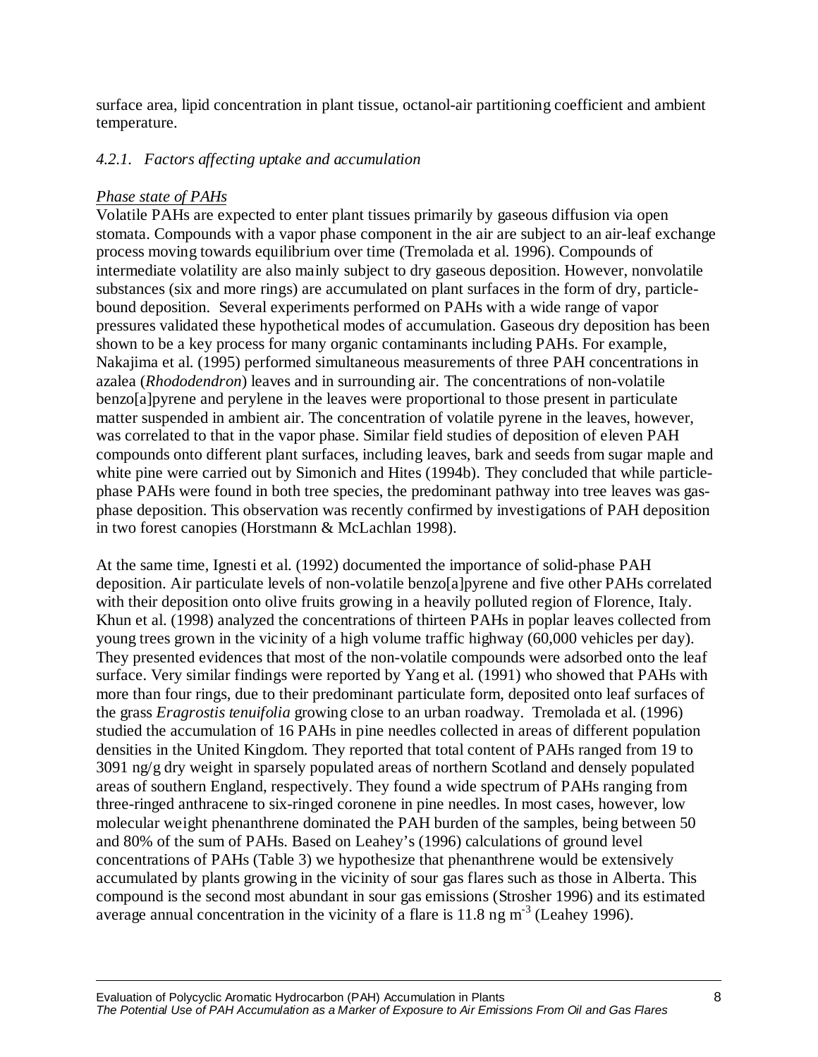surface area, lipid concentration in plant tissue, octanol-air partitioning coefficient and ambient temperature.

### *4.2.1. Factors affecting uptake and accumulation*

*Phase state of PAHs*

Volatile PAHs are expected to enter plant tissues primarily by gaseous diffusion via open stomata. Compounds with a vapor phase component in the air are subject to an air-leaf exchange process moving towards equilibrium over time (Tremolada et al. 1996). Compounds of intermediate volatility are also mainly subject to dry gaseous deposition. However, nonvolatile substances (six and more rings) are accumulated on plant surfaces in the form of dry, particle-bound deposition. Several experiments performed on PAHs with a wide range of vapor pressures validated these hypothetical modes of accumulation. Gaseous dry deposition has been shown to be a key process for many organic contaminants including PAHs. For example, Nakajima et al. (1995) performed simultaneous measurements of three PAH concentrations in azalea (*Rhododendron*) leaves and in surrounding air. The concentrations of non-volatile benzo[a]pyrene and perylene in the leaves were proportional to those present in particulate matter suspended in ambient air. The concentration of volatile pyrene in the leaves, however, was correlated to that in the vapor phase. Similar field studies of deposition of eleven PAH compounds onto different plant surfaces, including leaves, bark and seeds from sugar maple and white pine were carried out by Simonich and Hites (1994b). They concluded that while particle-phase PAHs were found in both tree species, the predominant pathway into tree leaves was gas-phase deposition. This observation was recently confirmed by investigations of PAH deposition in two forest canopies (Horstmann & McLachlan 1998).

At the same time, Ignesti et al. (1992) documented the importance of solid-phase PAH deposition. Air particulate levels of non-volatile benzo[a]pyrene and five other PAHs correlated with their deposition onto olive fruits growing in a heavily polluted region of Florence, Italy. Khun et al. (1998) analyzed the concentrations of thirteen PAHs in poplar leaves collected from young trees grown in the vicinity of a high volume traffic highway (60,000 vehicles per day). They presented evidences that most of the non-volatile compounds were adsorbed onto the leaf surface. Very similar findings were reported by Yang et al. (1991) who showed that PAHs with more than four rings, due to their predominant particulate form, deposited onto leaf surfaces of the grass *Eragrostis tenuifolia* growing close to an urban roadway. Tremolada et al. (1996) studied the accumulation of 16 PAHs in pine needles collected in areas of different population densities in the United Kingdom. They reported that total content of PAHs ranged from 19 to 3091 ng/g dry weight in sparsely populated areas of northern Scotland and densely populated areas of southern England, respectively. They found a wide spectrum of PAHs ranging from three-ringed anthracene to six-ringed coronene in pine needles. In most cases, however, low molecular weight phenanthrene dominated the PAH burden of the samples, being between 50 and 80% of the sum of PAHs. Based on Leahey's (1996) calculations of ground level concentrations of PAHs (Table 3) we hypothesize that phenanthrene would be extensively accumulated by plants growing in the vicinity of sour gas flares such as those in Alberta. This compound is the second most abundant in sour gas emissions (Strosher 1996) and its estimated average annual concentration in the vicinity of a flare is 11.8 ng $m^{-3}$ (Leahey 1996).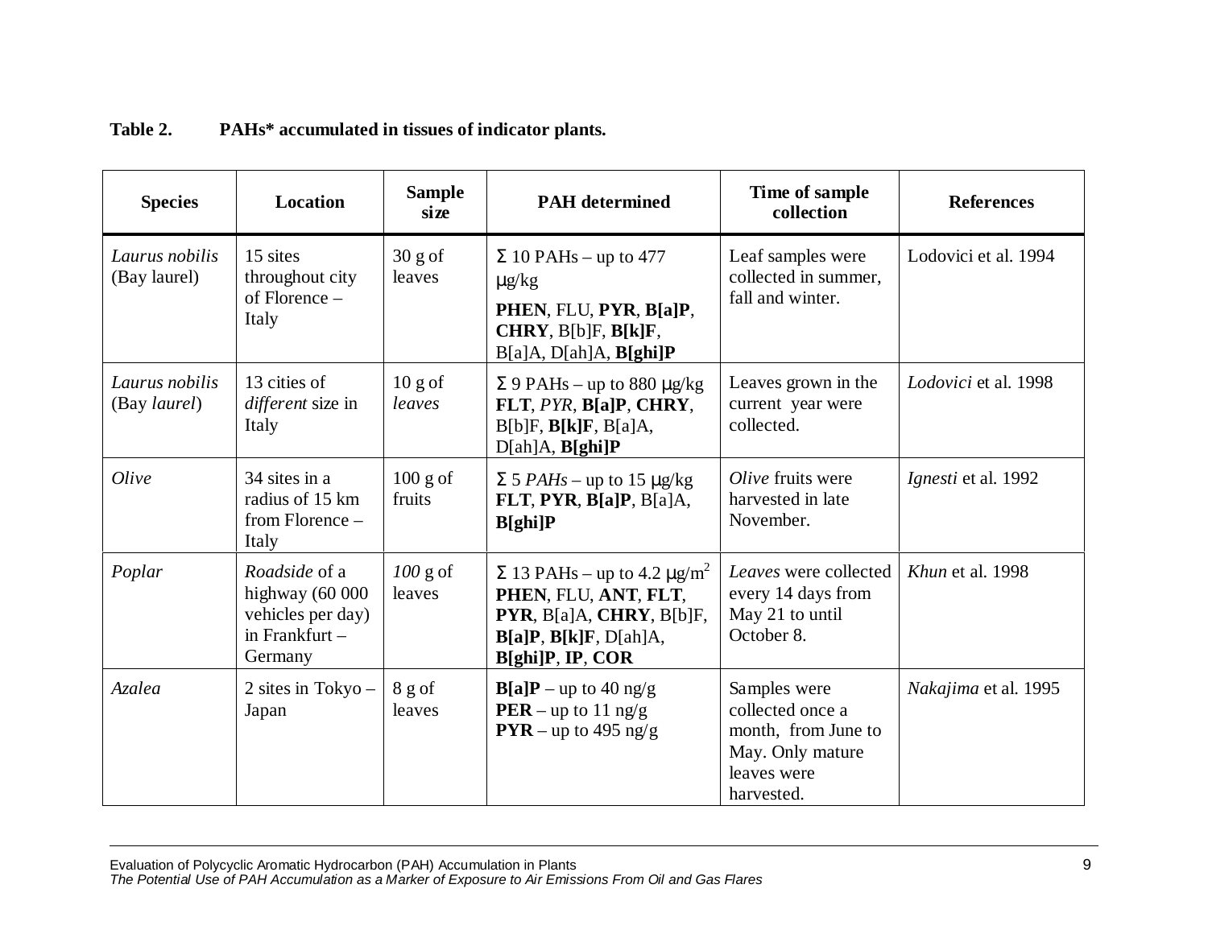**Table 2. PAHs* accumulated in tissues of indicator plants.**

| Species | Location | Sample size | PAH determined | Time of sample collection | References |
|---|---|---|---|---|---|
| *Laurus nobilis* (Bay laurel) | 15 sites throughout city of Florence – Italy | 30 g of leaves | Σ 10 PAHs – up to 477 μg/kg<br>**PHEN**, FLU, **PYR**, **B[a]P**, **CHRY**, B[b]F, **B[k]F**, B[a]A, D[ah]A, **B[ghi]P** | Leaf samples were collected in summer, fall and winter. | Lodovici et al. 1994 |
| *Laurus nobilis* (Bay *laurel*) | 13 cities of *different* size in Italy | 10 g of *leaves* | Σ 9 PAHs – up to 880 μg/kg **FLT**, *PYR*, **B[a]P**, **CHRY**, B[b]F, **B[k]F**, B[a]A, D[ah]A, **B[ghi]P** | Leaves grown in the current year were collected. | *Lodovici* et al. 1998 |
| *Olive* | 34 sites in a radius of 15 km from Florence – Italy | 100 g of fruits | Σ 5 *PAHs* – up to 15 μg/kg **FLT**, **PYR**, **B[a]P**, B[a]A, **B[ghi]P** | *Olive* fruits were harvested in late November. | *Ignesti* et al. 1992 |
| *Poplar* | *Roadside* of a highway (60 000 vehicles per day) in Frankfurt – Germany | *100* g of leaves | Σ 13 PAHs – up to 4.2 μg/m$^2$ **PHEN**, FLU, **ANT**, **FLT**, **PYR**, B[a]A, **CHRY**, B[b]F, **B[a]P**, **B[k]F**, D[ah]A, **B[ghi]P**, **IP**, **COR** | *Leaves* were collected every 14 days from May 21 to until October 8. | *Khun* et al. 1998 |
| *Azalea* | 2 sites in Tokyo – Japan | 8 g of leaves | **B[a]P** – up to 40 ng/g<br>**PER** – up to 11 ng/g<br>**PYR** – up to 495 ng/g | Samples were collected once a month, from June to May. Only mature leaves were harvested. | *Nakajima* et al. 1995 |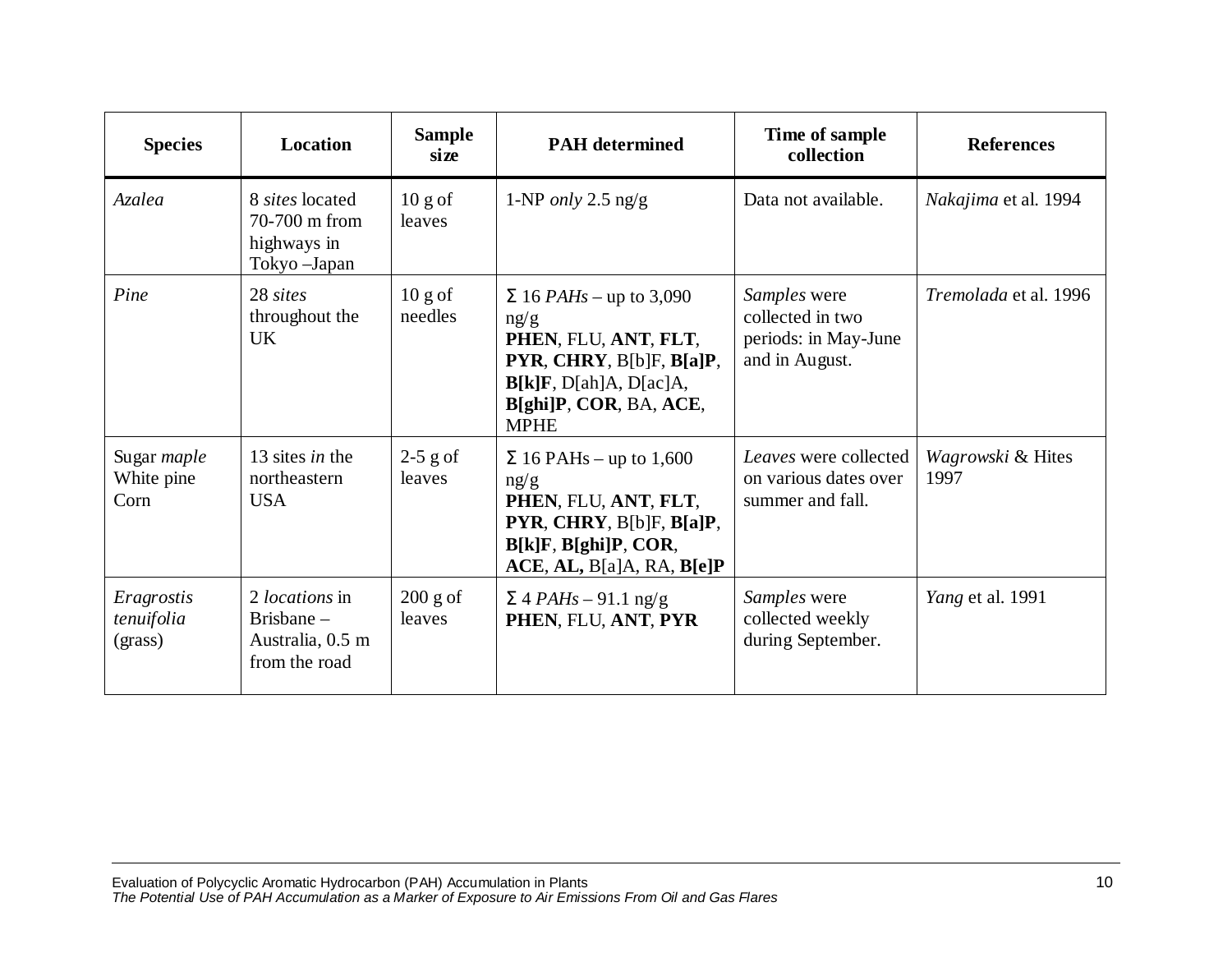| **Species** | **Location** | **Sample size** | **PAH determined** | **Time of sample collection** | **References** |
|---|---|---|---|---|---|
| *Azalea* | 8 *sites* located 70-700 m from highways in Tokyo –Japan | 10 g of leaves | 1-NP *only* 2.5 ng/g | Data not available. | *Nakajima* et al. 1994 |
| *Pine* | 28 *sites* throughout the UK | 10 g of needles | Σ 16 *PAHs* – up to 3,090 ng/g **PHEN**, FLU, **ANT**, **FLT**, **PYR**, **CHRY**, B[b]F, **B[a]P**, **B[k]F**, D[ah]A, D[ac]A, **B[ghi]P**, **COR**, BA, **ACE**, MPHE | *Samples* were collected in two periods: in May-June and in August. | *Tremolada* et al. 1996 |
| Sugar *maple* White pine Corn | 13 sites *in* the northeastern USA | 2-5 g of leaves | Σ 16 PAHs – up to 1,600 ng/g **PHEN**, FLU, **ANT**, **FLT**, **PYR**, **CHRY**, B[b]F, **B[a]P**, **B[k]F**, **B[ghi]P**, **COR**, **ACE**, **AL,** B[a]A, RA, **B[e]P** | *Leaves* were collected on various dates over summer and fall. | *Wagrowski* & Hites 1997 |
| *Eragrostis tenuifolia* (grass) | 2 *locations* in Brisbane – Australia, 0.5 m from the road | 200 g of leaves | Σ 4 *PAHs* – 91.1 ng/g **PHEN**, FLU, **ANT**, **PYR** | *Samples* were collected weekly during September. | *Yang* et al. 1991 |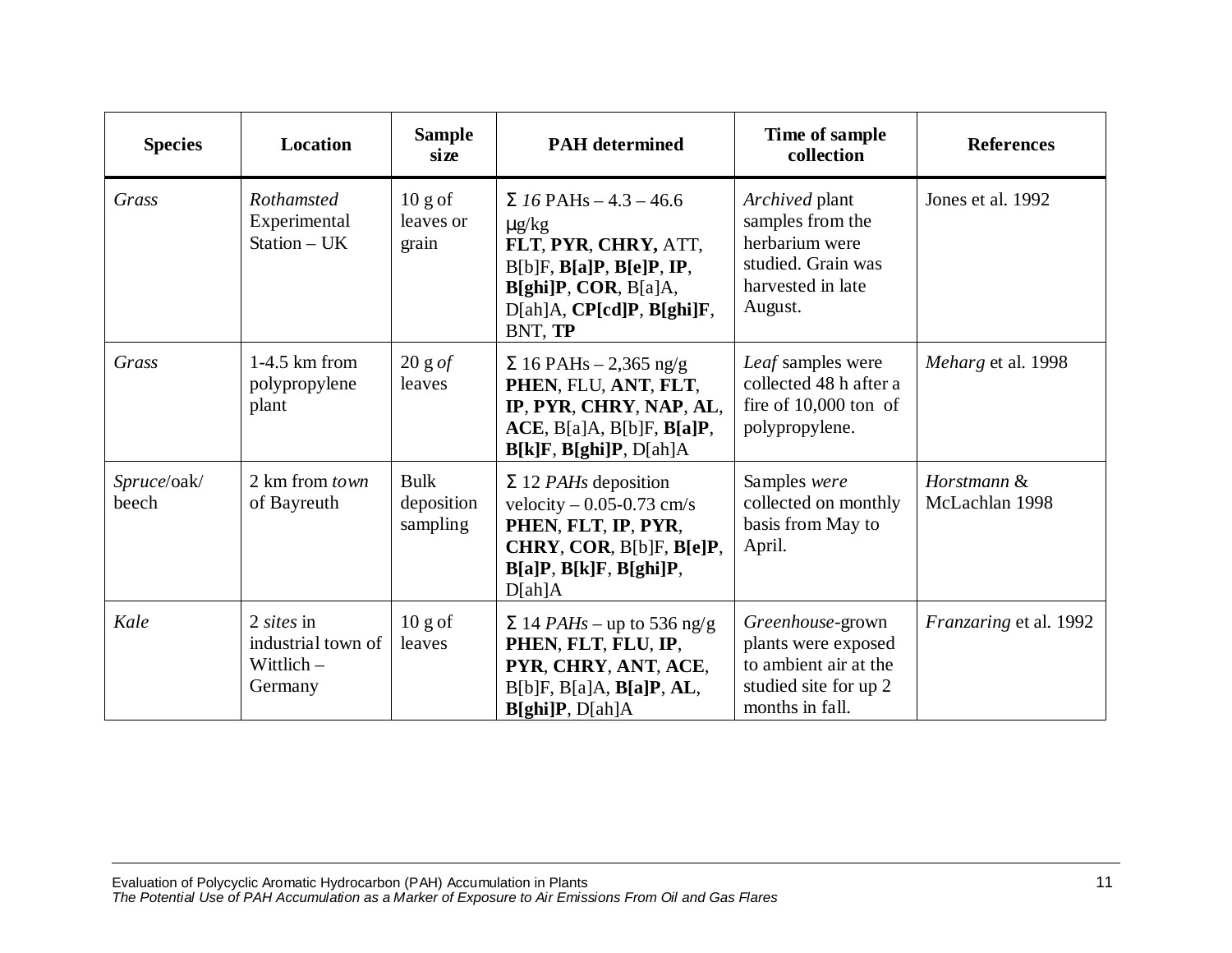| Species | Location | Sample size | PAH determined | Time of sample collection | References |
|---|---|---|---|---|---|
| *Grass* | *Rothamsted* Experimental Station – UK | 10 g of leaves or grain | Σ *16* PAHs – 4.3 – 46.6 μg/kg **FLT**, **PYR**, **CHRY,** ATT, B[b]F, **B[a]P**, **B[e]P**, **IP**, **B[ghi]P**, **COR**, B[a]A, D[ah]A, **CP[cd]P**, **B[ghi]F**, BNT, **TP** | *Archived* plant samples from the herbarium were studied. Grain was harvested in late August. | Jones et al. 1992 |
| *Grass* | 1-4.5 km from polypropylene plant | 20 g *of* leaves | Σ 16 PAHs – 2,365 ng/g **PHEN**, FLU, **ANT**, **FLT**, **IP**, **PYR**, **CHRY**, **NAP**, **AL**, **ACE**, B[a]A, B[b]F, **B[a]P**, **B[k]F**, **B[ghi]P**, D[ah]A | *Leaf* samples were collected 48 h after a fire of 10,000 ton of polypropylene. | *Meharg* et al. 1998 |
| *Spruce*/oak/ beech | 2 km from *town* of Bayreuth | Bulk deposition sampling | Σ 12 *PAHs* deposition velocity – 0.05-0.73 cm/s **PHEN**, **FLT**, **IP**, **PYR**, **CHRY**, **COR**, B[b]F, **B[e]P**, **B[a]P**, **B[k]F**, **B[ghi]P**, D[ah]A | Samples *were* collected on monthly basis from May to April. | *Horstmann* & McLachlan 1998 |
| *Kale* | 2 *sites* in industrial town of Wittlich – Germany | 10 g of leaves | Σ 14 *PAHs* – up to 536 ng/g **PHEN**, **FLT**, **FLU**, **IP**, **PYR**, **CHRY**, **ANT**, **ACE**, B[b]F, B[a]A, **B[a]P**, **AL**, **B[ghi]P**, D[ah]A | *Greenhouse*-grown plants were exposed to ambient air at the studied site for up 2 months in fall. | *Franzaring* et al. 1992 |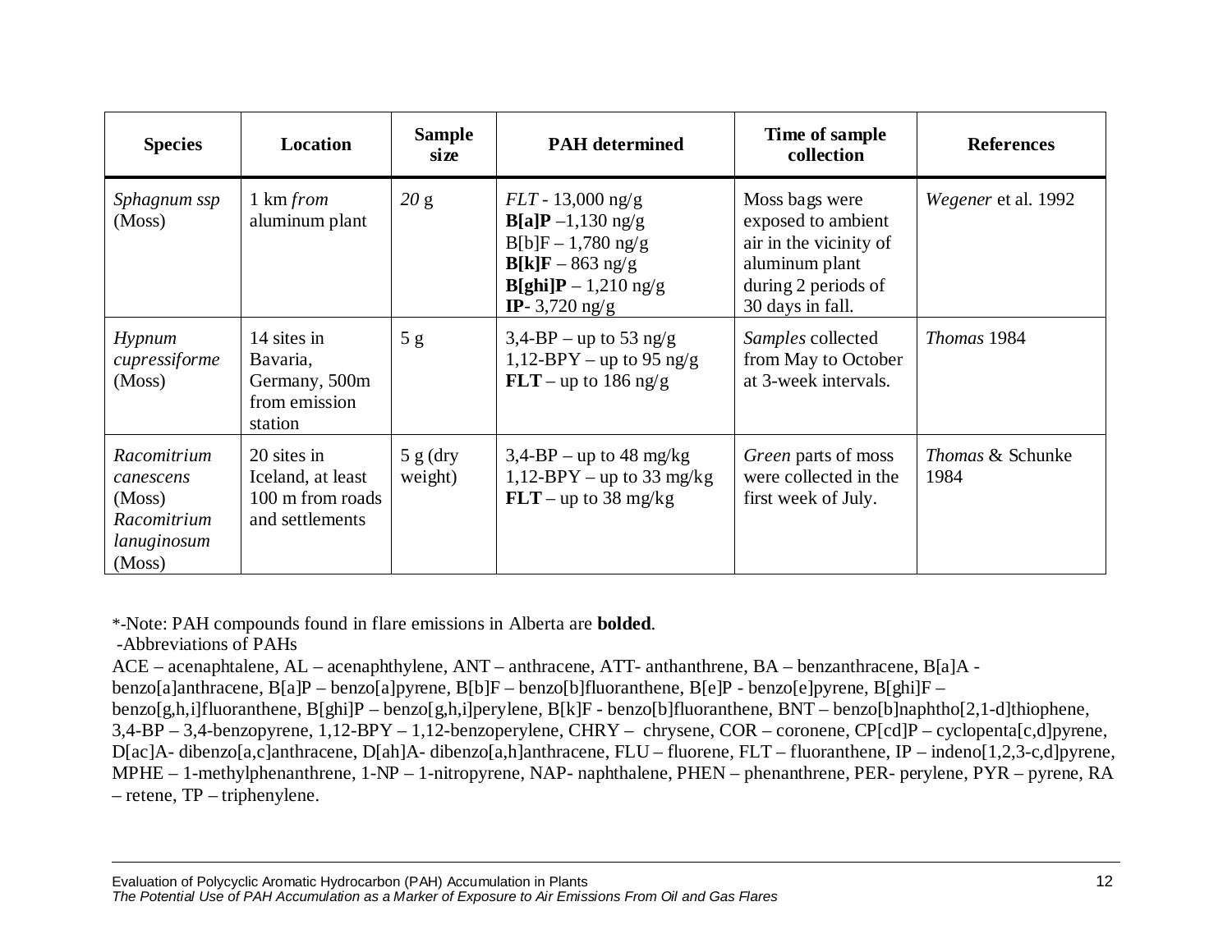| Species | Location | Sample size | PAH determined | Time of sample collection | References |
|---|---|---|---|---|---|
| *Sphagnum ssp* (Moss) | 1 km *from* aluminum plant | *20* g | *FLT* - 13,000 ng/g<br>**B[a]P** –1,130 ng/g<br>B[b]F – 1,780 ng/g<br>**B[k]F** – 863 ng/g<br>**B[ghi]P** – 1,210 ng/g<br>**IP**- 3,720 ng/g | Moss bags were exposed to ambient air in the vicinity of aluminum plant during 2 periods of 30 days in fall. | *Wegener* et al. 1992 |
| *Hypnum cupressiforme* (Moss) | 14 sites in Bavaria, Germany, 500m from emission station | 5 g | 3,4-BP – up to 53 ng/g<br>1,12-BPY – up to 95 ng/g<br>**FLT** – up to 186 ng/g | *Samples* collected from May to October at 3-week intervals. | *Thomas* 1984 |
| *Racomitrium canescens* (Moss)<br>*Racomitrium lanuginosum* (Moss) | 20 sites in Iceland, at least 100 m from roads and settlements | 5 g (dry weight) | 3,4-BP – up to 48 mg/kg<br>1,12-BPY – up to 33 mg/kg<br>**FLT** – up to 38 mg/kg | *Green* parts of moss were collected in the first week of July. | *Thomas* & Schunke 1984 |

*-Note: PAH compounds found in flare emissions in Alberta are **bolded**.

-Abbreviations of PAHs

ACE – acenaphtalene, AL – acenaphthylene, ANT – anthracene, ATT- anthanthrene, BA – benzanthracene, B[a]A - benzo[a]anthracene, B[a]P – benzo[a]pyrene, B[b]F – benzo[b]fluoranthene, B[e]P - benzo[e]pyrene, B[ghi]F – benzo[g,h,i]fluoranthene, B[ghi]P – benzo[g,h,i]perylene, B[k]F - benzo[b]fluoranthene, BNT – benzo[b]naphtho[2,1-d]thiophene, 3,4-BP – 3,4-benzopyrene, 1,12-BPY – 1,12-benzoperylene, CHRY – chrysene, COR – coronene, CP[cd]P – cyclopenta[c,d]pyrene, D[ac]A- dibenzo[a,c]anthracene, D[ah]A- dibenzo[a,h]anthracene, FLU – fluorene, FLT – fluoranthene, IP – indeno[1,2,3-c,d]pyrene, MPHE – 1-methylphenanthrene, 1-NP – 1-nitropyrene, NAP- naphthalene, PHEN – phenanthrene, PER- perylene, PYR – pyrene, RA – retene, TP – triphenylene.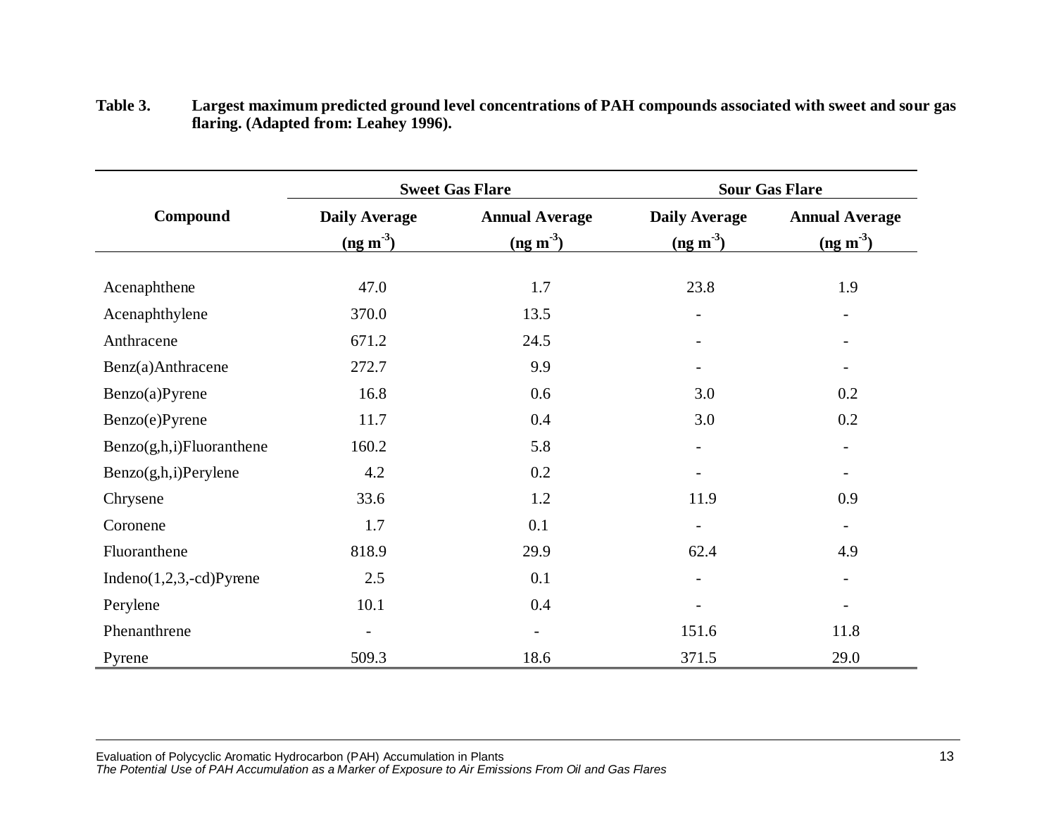**Table 3. Largest maximum predicted ground level concentrations of PAH compounds associated with sweet and sour gas flaring. (Adapted from: Leahey 1996).**

| Compound | Sweet Gas Flare | | Sour Gas Flare | |
|---|---|---|---|---|
| | Daily Average ($ng\ m^{-3}$) | Annual Average ($ng\ m^{-3}$) | Daily Average ($ng\ m^{-3}$) | Annual Average ($ng\ m^{-3}$) |
| Acenaphthene | 47.0 | 1.7 | 23.8 | 1.9 |
| Acenaphthylene | 370.0 | 13.5 | - | - |
| Anthracene | 671.2 | 24.5 | - | - |
| Benz(a)Anthracene | 272.7 | 9.9 | - | - |
| Benzo(a)Pyrene | 16.8 | 0.6 | 3.0 | 0.2 |
| Benzo(e)Pyrene | 11.7 | 0.4 | 3.0 | 0.2 |
| Benzo(g,h,i)Fluoranthene | 160.2 | 5.8 | - | - |
| Benzo(g,h,i)Perylene | 4.2 | 0.2 | - | - |
| Chrysene | 33.6 | 1.2 | 11.9 | 0.9 |
| Coronene | 1.7 | 0.1 | - | - |
| Fluoranthene | 818.9 | 29.9 | 62.4 | 4.9 |
| Indeno(1,2,3,-cd)Pyrene | 2.5 | 0.1 | - | - |
| Perylene | 10.1 | 0.4 | - | - |
| Phenanthrene | - | - | 151.6 | 11.8 |
| Pyrene | 509.3 | 18.6 | 371.5 | 29.0 |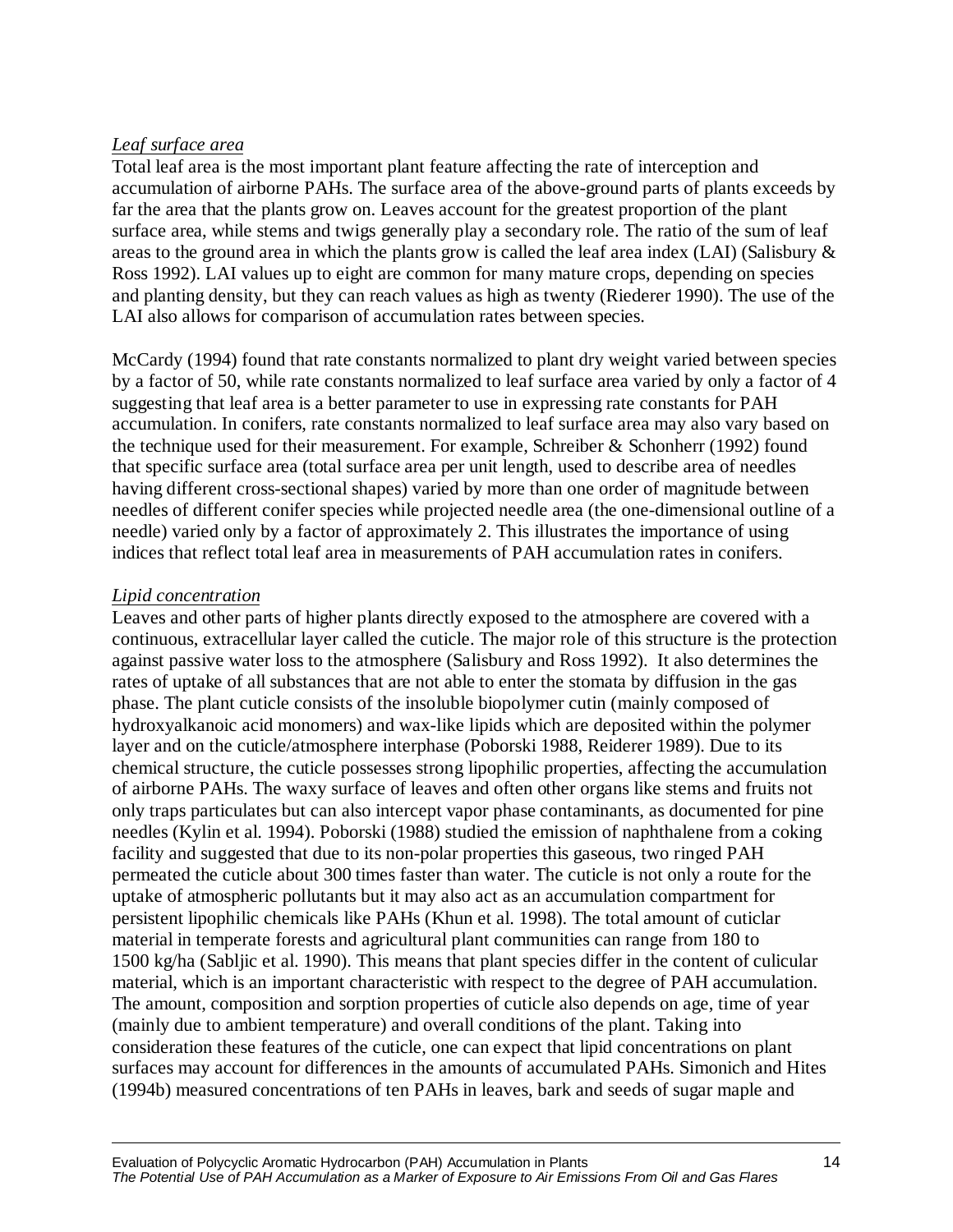*Leaf surface area*

Total leaf area is the most important plant feature affecting the rate of interception and accumulation of airborne PAHs. The surface area of the above-ground parts of plants exceeds by far the area that the plants grow on. Leaves account for the greatest proportion of the plant surface area, while stems and twigs generally play a secondary role. The ratio of the sum of leaf areas to the ground area in which the plants grow is called the leaf area index (LAI) (Salisbury & Ross 1992). LAI values up to eight are common for many mature crops, depending on species and planting density, but they can reach values as high as twenty (Riederer 1990). The use of the LAI also allows for comparison of accumulation rates between species.

McCardy (1994) found that rate constants normalized to plant dry weight varied between species by a factor of 50, while rate constants normalized to leaf surface area varied by only a factor of 4 suggesting that leaf area is a better parameter to use in expressing rate constants for PAH accumulation. In conifers, rate constants normalized to leaf surface area may also vary based on the technique used for their measurement. For example, Schreiber & Schonherr (1992) found that specific surface area (total surface area per unit length, used to describe area of needles having different cross-sectional shapes) varied by more than one order of magnitude between needles of different conifer species while projected needle area (the one-dimensional outline of a needle) varied only by a factor of approximately 2. This illustrates the importance of using indices that reflect total leaf area in measurements of PAH accumulation rates in conifers.

*Lipid concentration*

Leaves and other parts of higher plants directly exposed to the atmosphere are covered with a continuous, extracellular layer called the cuticle. The major role of this structure is the protection against passive water loss to the atmosphere (Salisbury and Ross 1992). It also determines the rates of uptake of all substances that are not able to enter the stomata by diffusion in the gas phase. The plant cuticle consists of the insoluble biopolymer cutin (mainly composed of hydroxyalkanoic acid monomers) and wax-like lipids which are deposited within the polymer layer and on the cuticle/atmosphere interphase (Poborski 1988, Reiderer 1989). Due to its chemical structure, the cuticle possesses strong lipophilic properties, affecting the accumulation of airborne PAHs. The waxy surface of leaves and often other organs like stems and fruits not only traps particulates but can also intercept vapor phase contaminants, as documented for pine needles (Kylin et al. 1994). Poborski (1988) studied the emission of naphthalene from a coking facility and suggested that due to its non-polar properties this gaseous, two ringed PAH permeated the cuticle about 300 times faster than water. The cuticle is not only a route for the uptake of atmospheric pollutants but it may also act as an accumulation compartment for persistent lipophilic chemicals like PAHs (Khun et al. 1998). The total amount of cuticlar material in temperate forests and agricultural plant communities can range from 180 to 1500 kg/ha (Sabljic et al. 1990). This means that plant species differ in the content of culicular material, which is an important characteristic with respect to the degree of PAH accumulation. The amount, composition and sorption properties of cuticle also depends on age, time of year (mainly due to ambient temperature) and overall conditions of the plant. Taking into consideration these features of the cuticle, one can expect that lipid concentrations on plant surfaces may account for differences in the amounts of accumulated PAHs. Simonich and Hites (1994b) measured concentrations of ten PAHs in leaves, bark and seeds of sugar maple and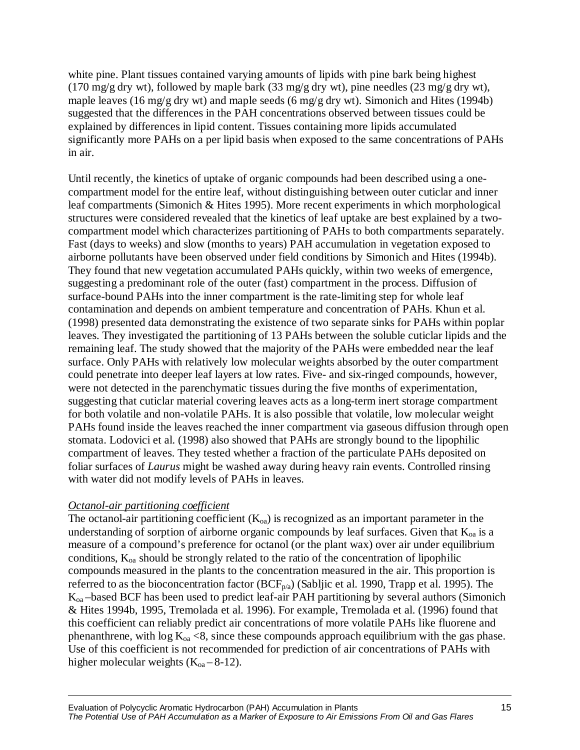white pine. Plant tissues contained varying amounts of lipids with pine bark being highest (170 mg/g dry wt), followed by maple bark (33 mg/g dry wt), pine needles (23 mg/g dry wt), maple leaves (16 mg/g dry wt) and maple seeds (6 mg/g dry wt). Simonich and Hites (1994b) suggested that the differences in the PAH concentrations observed between tissues could be explained by differences in lipid content. Tissues containing more lipids accumulated significantly more PAHs on a per lipid basis when exposed to the same concentrations of PAHs in air.

Until recently, the kinetics of uptake of organic compounds had been described using a one-compartment model for the entire leaf, without distinguishing between outer cuticlar and inner leaf compartments (Simonich & Hites 1995). More recent experiments in which morphological structures were considered revealed that the kinetics of leaf uptake are best explained by a two-compartment model which characterizes partitioning of PAHs to both compartments separately. Fast (days to weeks) and slow (months to years) PAH accumulation in vegetation exposed to airborne pollutants have been observed under field conditions by Simonich and Hites (1994b). They found that new vegetation accumulated PAHs quickly, within two weeks of emergence, suggesting a predominant role of the outer (fast) compartment in the process. Diffusion of surface-bound PAHs into the inner compartment is the rate-limiting step for whole leaf contamination and depends on ambient temperature and concentration of PAHs. Khun et al. (1998) presented data demonstrating the existence of two separate sinks for PAHs within poplar leaves. They investigated the partitioning of 13 PAHs between the soluble cuticlar lipids and the remaining leaf. The study showed that the majority of the PAHs were embedded near the leaf surface. Only PAHs with relatively low molecular weights absorbed by the outer compartment could penetrate into deeper leaf layers at low rates. Five- and six-ringed compounds, however, were not detected in the parenchymatic tissues during the five months of experimentation, suggesting that cuticlar material covering leaves acts as a long-term inert storage compartment for both volatile and non-volatile PAHs. It is also possible that volatile, low molecular weight PAHs found inside the leaves reached the inner compartment via gaseous diffusion through open stomata. Lodovici et al. (1998) also showed that PAHs are strongly bound to the lipophilic compartment of leaves. They tested whether a fraction of the particulate PAHs deposited on foliar surfaces of *Laurus* might be washed away during heavy rain events. Controlled rinsing with water did not modify levels of PAHs in leaves.

*Octanol-air partitioning coefficient*

The octanol-air partitioning coefficient ($K_{oa}$) is recognized as an important parameter in the understanding of sorption of airborne organic compounds by leaf surfaces. Given that $K_{oa}$ is a measure of a compound's preference for octanol (or the plant wax) over air under equilibrium conditions, $K_{oa}$ should be strongly related to the ratio of the concentration of lipophilic compounds measured in the plants to the concentration measured in the air. This proportion is referred to as the bioconcentration factor ($BCF_{p/a}$) (Sabljic et al. 1990, Trapp et al. 1995). The $K_{oa}$ –based BCF has been used to predict leaf-air PAH partitioning by several authors (Simonich & Hites 1994b, 1995, Tremolada et al. 1996). For example, Tremolada et al. (1996) found that this coefficient can reliably predict air concentrations of more volatile PAHs like fluorene and phenanthrene, with $\log K_{oa} < 8$, since these compounds approach equilibrium with the gas phase. Use of this coefficient is not recommended for prediction of air concentrations of PAHs with higher molecular weights ($K_{oa}$ – 8-12).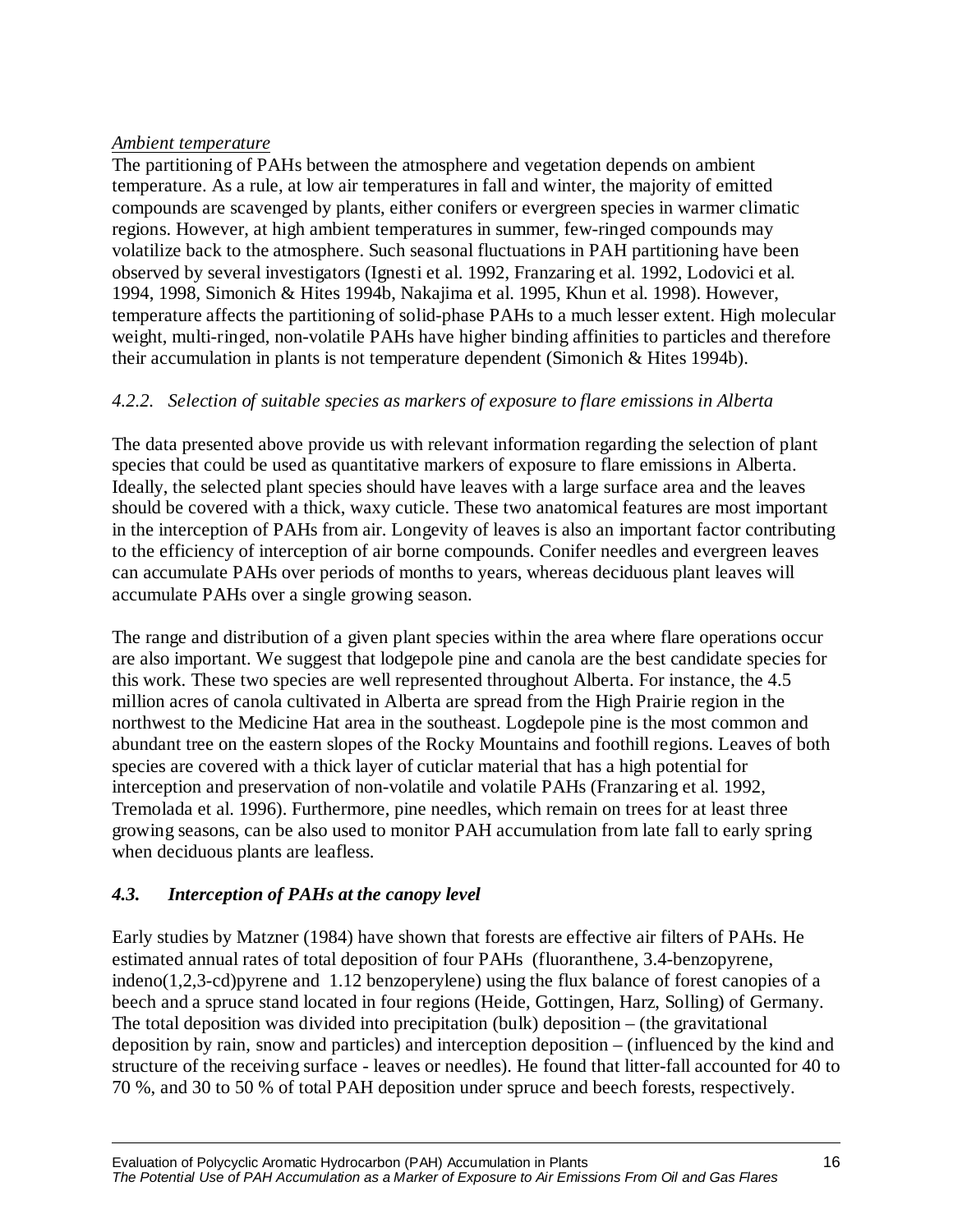*Ambient temperature*

The partitioning of PAHs between the atmosphere and vegetation depends on ambient temperature. As a rule, at low air temperatures in fall and winter, the majority of emitted compounds are scavenged by plants, either conifers or evergreen species in warmer climatic regions. However, at high ambient temperatures in summer, few-ringed compounds may volatilize back to the atmosphere. Such seasonal fluctuations in PAH partitioning have been observed by several investigators (Ignesti et al. 1992, Franzaring et al. 1992, Lodovici et al. 1994, 1998, Simonich & Hites 1994b, Nakajima et al. 1995, Khun et al. 1998). However, temperature affects the partitioning of solid-phase PAHs to a much lesser extent. High molecular weight, multi-ringed, non-volatile PAHs have higher binding affinities to particles and therefore their accumulation in plants is not temperature dependent (Simonich & Hites 1994b).

### *4.2.2. Selection of suitable species as markers of exposure to flare emissions in Alberta*

The data presented above provide us with relevant information regarding the selection of plant species that could be used as quantitative markers of exposure to flare emissions in Alberta. Ideally, the selected plant species should have leaves with a large surface area and the leaves should be covered with a thick, waxy cuticle. These two anatomical features are most important in the interception of PAHs from air. Longevity of leaves is also an important factor contributing to the efficiency of interception of air borne compounds. Conifer needles and evergreen leaves can accumulate PAHs over periods of months to years, whereas deciduous plant leaves will accumulate PAHs over a single growing season.

The range and distribution of a given plant species within the area where flare operations occur are also important. We suggest that lodgepole pine and canola are the best candidate species for this work. These two species are well represented throughout Alberta. For instance, the 4.5 million acres of canola cultivated in Alberta are spread from the High Prairie region in the northwest to the Medicine Hat area in the southeast. Logdepole pine is the most common and abundant tree on the eastern slopes of the Rocky Mountains and foothill regions. Leaves of both species are covered with a thick layer of cuticlar material that has a high potential for interception and preservation of non-volatile and volatile PAHs (Franzaring et al. 1992, Tremolada et al. 1996). Furthermore, pine needles, which remain on trees for at least three growing seasons, can be also used to monitor PAH accumulation from late fall to early spring when deciduous plants are leafless.

## *4.3. Interception of PAHs at the canopy level*

Early studies by Matzner (1984) have shown that forests are effective air filters of PAHs. He estimated annual rates of total deposition of four PAHs (fluoranthene, 3.4-benzopyrene, indeno(1,2,3-cd)pyrene and 1.12 benzoperylene) using the flux balance of forest canopies of a beech and a spruce stand located in four regions (Heide, Gottingen, Harz, Solling) of Germany. The total deposition was divided into precipitation (bulk) deposition – (the gravitational deposition by rain, snow and particles) and interception deposition – (influenced by the kind and structure of the receiving surface - leaves or needles). He found that litter-fall accounted for 40 to 70 %, and 30 to 50 % of total PAH deposition under spruce and beech forests, respectively.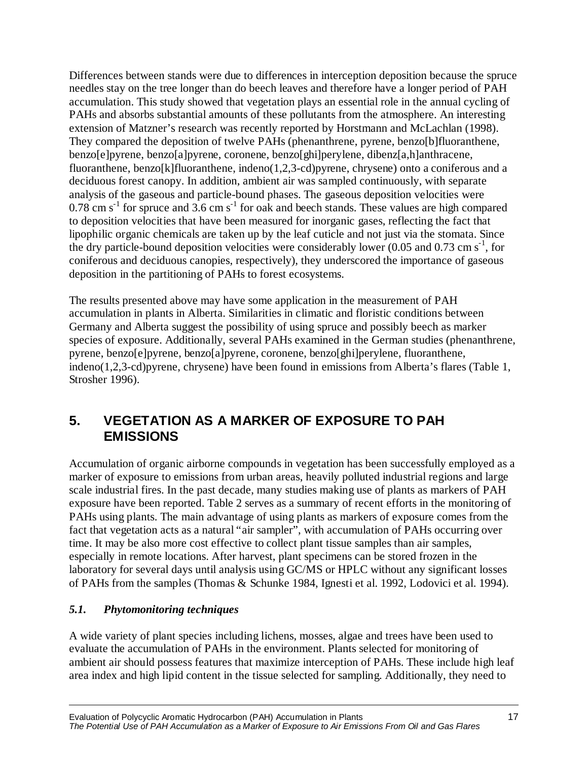Differences between stands were due to differences in interception deposition because the spruce needles stay on the tree longer than do beech leaves and therefore have a longer period of PAH accumulation. This study showed that vegetation plays an essential role in the annual cycling of PAHs and absorbs substantial amounts of these pollutants from the atmosphere. An interesting extension of Matzner's research was recently reported by Horstmann and McLachlan (1998). They compared the deposition of twelve PAHs (phenanthrene, pyrene, benzo[b]fluoranthene, benzo[e]pyrene, benzo[a]pyrene, coronene, benzo[ghi]perylene, dibenz[a,h]anthracene, fluoranthene, benzo[k]fluoranthene, indeno(1,2,3-cd)pyrene, chrysene) onto a coniferous and a deciduous forest canopy. In addition, ambient air was sampled continuously, with separate analysis of the gaseous and particle-bound phases. The gaseous deposition velocities were 0.78 cm $s^{-1}$ for spruce and 3.6 cm $s^{-1}$ for oak and beech stands. These values are high compared to deposition velocities that have been measured for inorganic gases, reflecting the fact that lipophilic organic chemicals are taken up by the leaf cuticle and not just via the stomata. Since the dry particle-bound deposition velocities were considerably lower (0.05 and 0.73 cm $s^{-1}$, for coniferous and deciduous canopies, respectively), they underscored the importance of gaseous deposition in the partitioning of PAHs to forest ecosystems.

The results presented above may have some application in the measurement of PAH accumulation in plants in Alberta. Similarities in climatic and floristic conditions between Germany and Alberta suggest the possibility of using spruce and possibly beech as marker species of exposure. Additionally, several PAHs examined in the German studies (phenanthrene, pyrene, benzo[e]pyrene, benzo[a]pyrene, coronene, benzo[ghi]perylene, fluoranthene, indeno(1,2,3-cd)pyrene, chrysene) have been found in emissions from Alberta's flares (Table 1, Strosher 1996).

## 5. VEGETATION AS A MARKER OF EXPOSURE TO PAH EMISSIONS

Accumulation of organic airborne compounds in vegetation has been successfully employed as a marker of exposure to emissions from urban areas, heavily polluted industrial regions and large scale industrial fires. In the past decade, many studies making use of plants as markers of PAH exposure have been reported. Table 2 serves as a summary of recent efforts in the monitoring of PAHs using plants. The main advantage of using plants as markers of exposure comes from the fact that vegetation acts as a natural "air sampler", with accumulation of PAHs occurring over time. It may be also more cost effective to collect plant tissue samples than air samples, especially in remote locations. After harvest, plant specimens can be stored frozen in the laboratory for several days until analysis using GC/MS or HPLC without any significant losses of PAHs from the samples (Thomas & Schunke 1984, Ignesti et al. 1992, Lodovici et al. 1994).

### *5.1. Phytomonitoring techniques*

A wide variety of plant species including lichens, mosses, algae and trees have been used to evaluate the accumulation of PAHs in the environment. Plants selected for monitoring of ambient air should possess features that maximize interception of PAHs. These include high leaf area index and high lipid content in the tissue selected for sampling. Additionally, they need to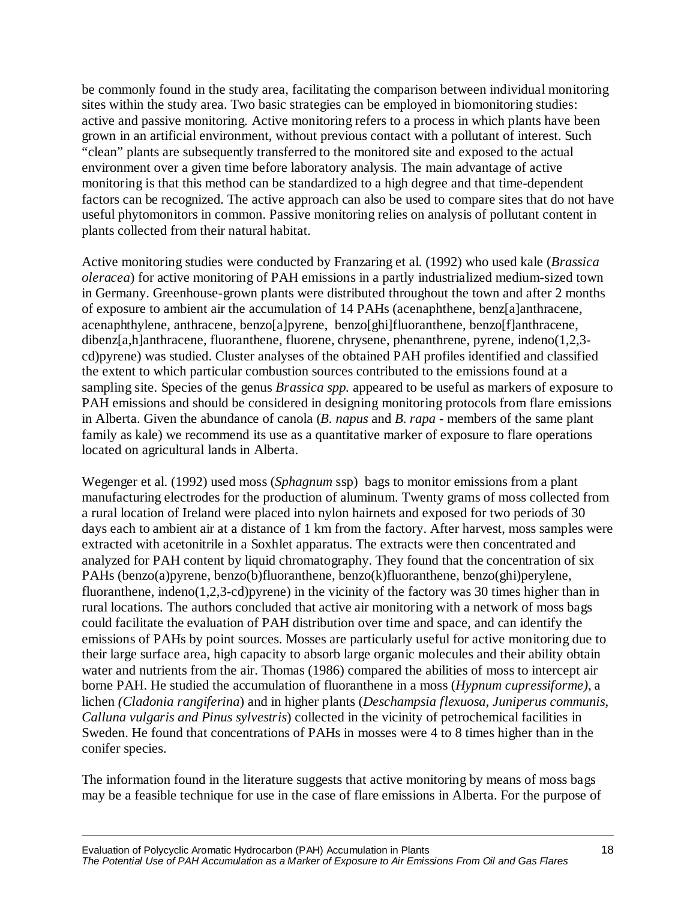be commonly found in the study area, facilitating the comparison between individual monitoring sites within the study area. Two basic strategies can be employed in biomonitoring studies: active and passive monitoring. Active monitoring refers to a process in which plants have been grown in an artificial environment, without previous contact with a pollutant of interest. Such "clean" plants are subsequently transferred to the monitored site and exposed to the actual environment over a given time before laboratory analysis. The main advantage of active monitoring is that this method can be standardized to a high degree and that time-dependent factors can be recognized. The active approach can also be used to compare sites that do not have useful phytomonitors in common. Passive monitoring relies on analysis of pollutant content in plants collected from their natural habitat.

Active monitoring studies were conducted by Franzaring et al. (1992) who used kale (*Brassica oleracea*) for active monitoring of PAH emissions in a partly industrialized medium-sized town in Germany. Greenhouse-grown plants were distributed throughout the town and after 2 months of exposure to ambient air the accumulation of 14 PAHs (acenaphthene, benz[a]anthracene, acenaphthylene, anthracene, benzo[a]pyrene, benzo[ghi]fluoranthene, benzo[f]anthracene, dibenz[a,h]anthracene, fluoranthene, fluorene, chrysene, phenanthrene, pyrene, indeno(1,2,3-cd)pyrene) was studied. Cluster analyses of the obtained PAH profiles identified and classified the extent to which particular combustion sources contributed to the emissions found at a sampling site. Species of the genus *Brassica spp.* appeared to be useful as markers of exposure to PAH emissions and should be considered in designing monitoring protocols from flare emissions in Alberta. Given the abundance of canola (*B. napus* and *B. rapa* - members of the same plant family as kale) we recommend its use as a quantitative marker of exposure to flare operations located on agricultural lands in Alberta.

Wegenger et al. (1992) used moss (*Sphagnum* ssp) bags to monitor emissions from a plant manufacturing electrodes for the production of aluminum. Twenty grams of moss collected from a rural location of Ireland were placed into nylon hairnets and exposed for two periods of 30 days each to ambient air at a distance of 1 km from the factory. After harvest, moss samples were extracted with acetonitrile in a Soxhlet apparatus. The extracts were then concentrated and analyzed for PAH content by liquid chromatography. They found that the concentration of six PAHs (benzo(a)pyrene, benzo(b)fluoranthene, benzo(k)fluoranthene, benzo(ghi)perylene, fluoranthene, indeno(1,2,3-cd)pyrene) in the vicinity of the factory was 30 times higher than in rural locations. The authors concluded that active air monitoring with a network of moss bags could facilitate the evaluation of PAH distribution over time and space, and can identify the emissions of PAHs by point sources. Mosses are particularly useful for active monitoring due to their large surface area, high capacity to absorb large organic molecules and their ability obtain water and nutrients from the air. Thomas (1986) compared the abilities of moss to intercept air borne PAH. He studied the accumulation of fluoranthene in a moss (*Hypnum cupressiforme)*, a lichen *(Cladonia rangiferina*) and in higher plants (*Deschampsia flexuosa, Juniperus communis, Calluna vulgaris and Pinus sylvestris*) collected in the vicinity of petrochemical facilities in Sweden. He found that concentrations of PAHs in mosses were 4 to 8 times higher than in the conifer species.

The information found in the literature suggests that active monitoring by means of moss bags may be a feasible technique for use in the case of flare emissions in Alberta. For the purpose of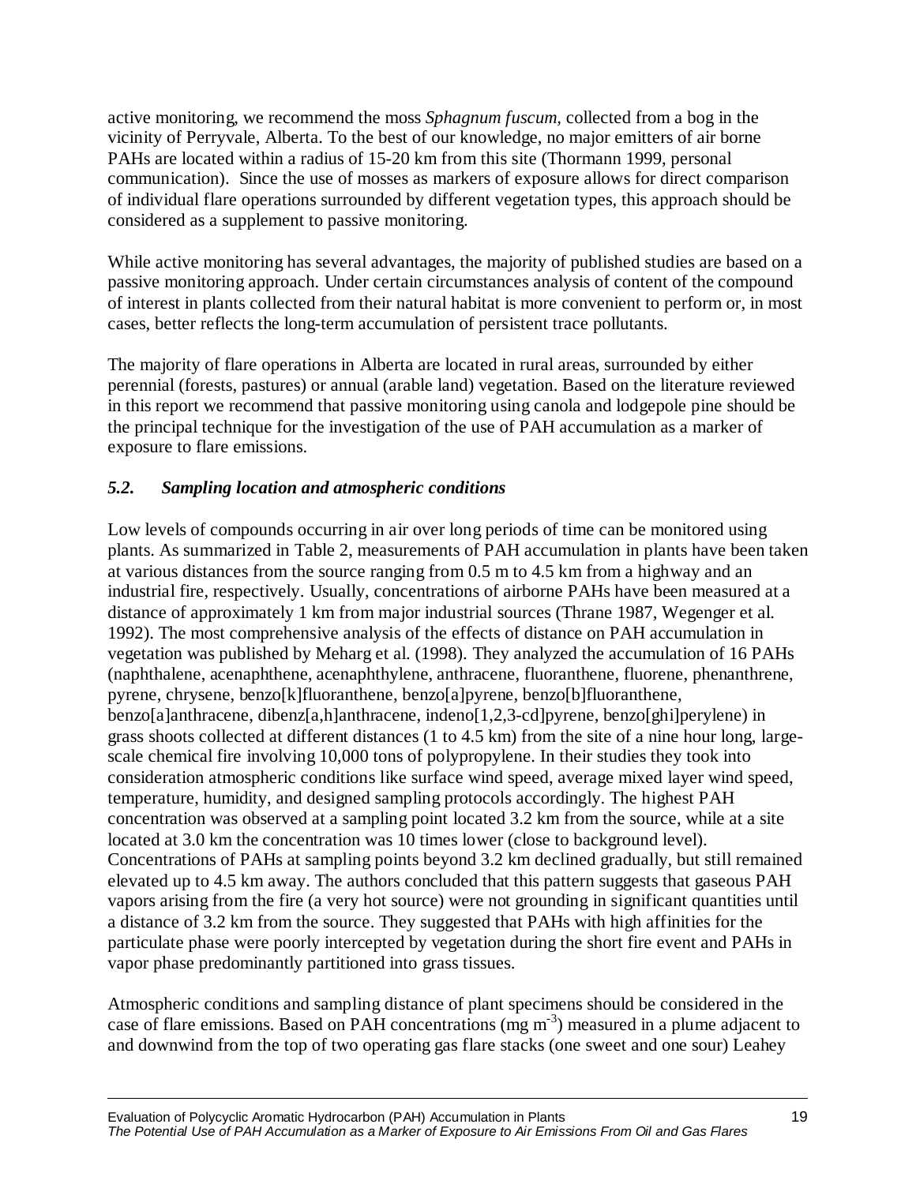active monitoring, we recommend the moss *Sphagnum fuscum*, collected from a bog in the vicinity of Perryvale, Alberta. To the best of our knowledge, no major emitters of air borne PAHs are located within a radius of 15-20 km from this site (Thormann 1999, personal communication). Since the use of mosses as markers of exposure allows for direct comparison of individual flare operations surrounded by different vegetation types, this approach should be considered as a supplement to passive monitoring.

While active monitoring has several advantages, the majority of published studies are based on a passive monitoring approach. Under certain circumstances analysis of content of the compound of interest in plants collected from their natural habitat is more convenient to perform or, in most cases, better reflects the long-term accumulation of persistent trace pollutants.

The majority of flare operations in Alberta are located in rural areas, surrounded by either perennial (forests, pastures) or annual (arable land) vegetation. Based on the literature reviewed in this report we recommend that passive monitoring using canola and lodgepole pine should be the principal technique for the investigation of the use of PAH accumulation as a marker of exposure to flare emissions.

### *5.2. Sampling location and atmospheric conditions*

Low levels of compounds occurring in air over long periods of time can be monitored using plants. As summarized in Table 2, measurements of PAH accumulation in plants have been taken at various distances from the source ranging from 0.5 m to 4.5 km from a highway and an industrial fire, respectively. Usually, concentrations of airborne PAHs have been measured at a distance of approximately 1 km from major industrial sources (Thrane 1987, Wegenger et al. 1992). The most comprehensive analysis of the effects of distance on PAH accumulation in vegetation was published by Meharg et al. (1998). They analyzed the accumulation of 16 PAHs (naphthalene, acenaphthene, acenaphthylene, anthracene, fluoranthene, fluorene, phenanthrene, pyrene, chrysene, benzo[k]fluoranthene, benzo[a]pyrene, benzo[b]fluoranthene, benzo[a]anthracene, dibenz[a,h]anthracene, indeno[1,2,3-cd]pyrene, benzo[ghi]perylene) in grass shoots collected at different distances (1 to 4.5 km) from the site of a nine hour long, large-scale chemical fire involving 10,000 tons of polypropylene. In their studies they took into consideration atmospheric conditions like surface wind speed, average mixed layer wind speed, temperature, humidity, and designed sampling protocols accordingly. The highest PAH concentration was observed at a sampling point located 3.2 km from the source, while at a site located at 3.0 km the concentration was 10 times lower (close to background level). Concentrations of PAHs at sampling points beyond 3.2 km declined gradually, but still remained elevated up to 4.5 km away. The authors concluded that this pattern suggests that gaseous PAH vapors arising from the fire (a very hot source) were not grounding in significant quantities until a distance of 3.2 km from the source. They suggested that PAHs with high affinities for the particulate phase were poorly intercepted by vegetation during the short fire event and PAHs in vapor phase predominantly partitioned into grass tissues.

Atmospheric conditions and sampling distance of plant specimens should be considered in the case of flare emissions. Based on PAH concentrations (mg $m^{-3}$) measured in a plume adjacent to and downwind from the top of two operating gas flare stacks (one sweet and one sour) Leahey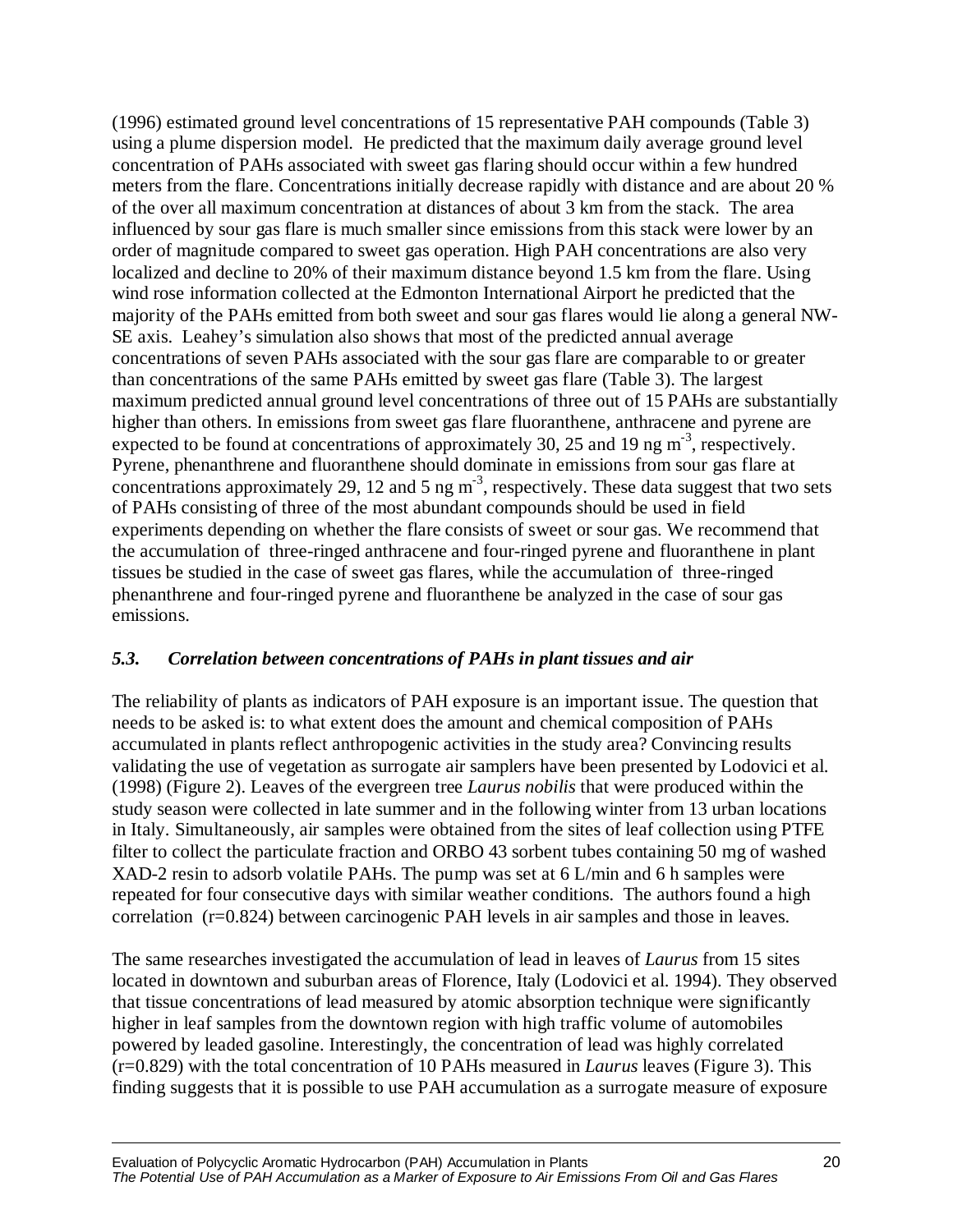(1996) estimated ground level concentrations of 15 representative PAH compounds (Table 3) using a plume dispersion model. He predicted that the maximum daily average ground level concentration of PAHs associated with sweet gas flaring should occur within a few hundred meters from the flare. Concentrations initially decrease rapidly with distance and are about 20 % of the over all maximum concentration at distances of about 3 km from the stack. The area influenced by sour gas flare is much smaller since emissions from this stack were lower by an order of magnitude compared to sweet gas operation. High PAH concentrations are also very localized and decline to 20% of their maximum distance beyond 1.5 km from the flare. Using wind rose information collected at the Edmonton International Airport he predicted that the majority of the PAHs emitted from both sweet and sour gas flares would lie along a general NW-SE axis. Leahey's simulation also shows that most of the predicted annual average concentrations of seven PAHs associated with the sour gas flare are comparable to or greater than concentrations of the same PAHs emitted by sweet gas flare (Table 3). The largest maximum predicted annual ground level concentrations of three out of 15 PAHs are substantially higher than others. In emissions from sweet gas flare fluoranthene, anthracene and pyrene are expected to be found at concentrations of approximately 30, 25 and 19 ng $m^{-3}$, respectively. Pyrene, phenanthrene and fluoranthene should dominate in emissions from sour gas flare at concentrations approximately 29, 12 and 5 ng $m^{-3}$, respectively. These data suggest that two sets of PAHs consisting of three of the most abundant compounds should be used in field experiments depending on whether the flare consists of sweet or sour gas. We recommend that the accumulation of three-ringed anthracene and four-ringed pyrene and fluoranthene in plant tissues be studied in the case of sweet gas flares, while the accumulation of three-ringed phenanthrene and four-ringed pyrene and fluoranthene be analyzed in the case of sour gas emissions.

### *5.3. Correlation between concentrations of PAHs in plant tissues and air*

The reliability of plants as indicators of PAH exposure is an important issue. The question that needs to be asked is: to what extent does the amount and chemical composition of PAHs accumulated in plants reflect anthropogenic activities in the study area? Convincing results validating the use of vegetation as surrogate air samplers have been presented by Lodovici et al. (1998) (Figure 2). Leaves of the evergreen tree *Laurus nobilis* that were produced within the study season were collected in late summer and in the following winter from 13 urban locations in Italy. Simultaneously, air samples were obtained from the sites of leaf collection using PTFE filter to collect the particulate fraction and ORBO 43 sorbent tubes containing 50 mg of washed XAD-2 resin to adsorb volatile PAHs. The pump was set at 6 L/min and 6 h samples were repeated for four consecutive days with similar weather conditions. The authors found a high correlation ($r=0.824$) between carcinogenic PAH levels in air samples and those in leaves.

The same researches investigated the accumulation of lead in leaves of *Laurus* from 15 sites located in downtown and suburban areas of Florence, Italy (Lodovici et al. 1994). They observed that tissue concentrations of lead measured by atomic absorption technique were significantly higher in leaf samples from the downtown region with high traffic volume of automobiles powered by leaded gasoline. Interestingly, the concentration of lead was highly correlated ($r=0.829$) with the total concentration of 10 PAHs measured in *Laurus* leaves (Figure 3). This finding suggests that it is possible to use PAH accumulation as a surrogate measure of exposure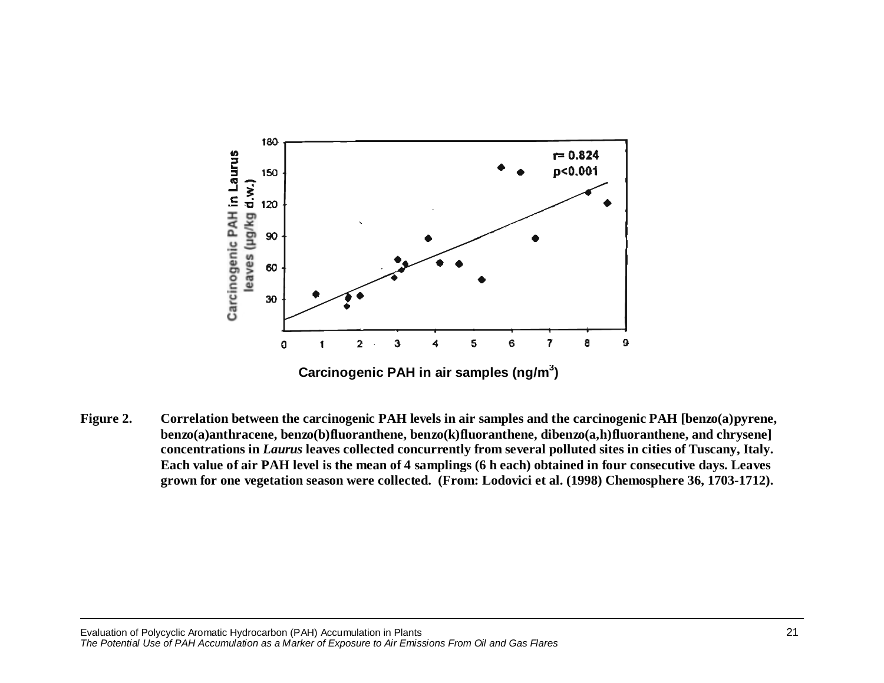**Figure 2.** **Correlation between the carcinogenic PAH levels in air samples and the carcinogenic PAH [benzo(a)pyrene, benzo(a)anthracene, benzo(b)fluoranthene, benzo(k)fluoranthene, dibenzo(a,h)fluoranthene, and chrysene] concentrations in *Laurus* leaves collected concurrently from several polluted sites in cities of Tuscany, Italy. Each value of air PAH level is the mean of 4 samplings (6 h each) obtained in four consecutive days. Leaves grown for one vegetation season were collected. (From: Lodovici et al. (1998) Chemosphere 36, 1703-1712).**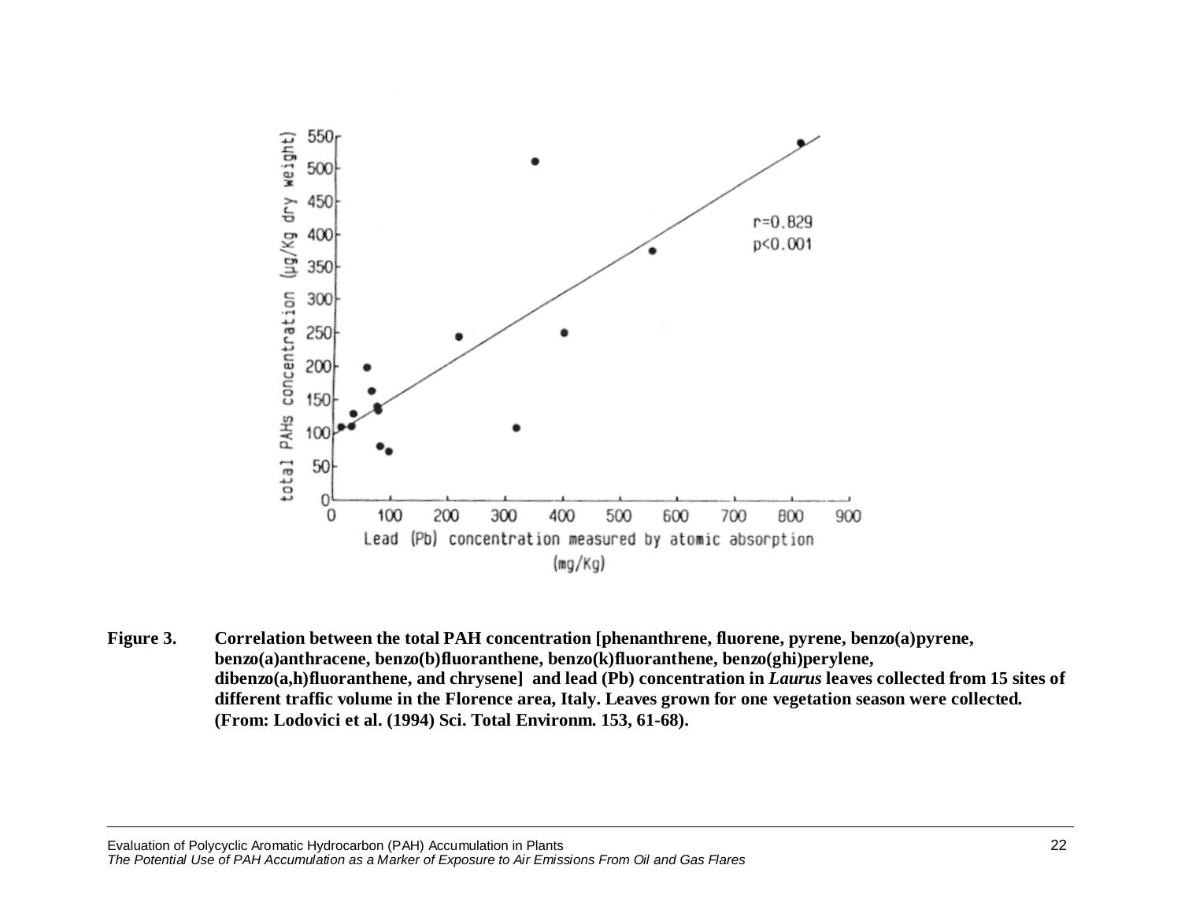**Figure 3.** **Correlation between the total PAH concentration [phenanthrene, fluorene, pyrene, benzo(a)pyrene, benzo(a)anthracene, benzo(b)fluoranthene, benzo(k)fluoranthene, benzo(ghi)perylene, dibenzo(a,h)fluoranthene, and chrysene] and lead (Pb) concentration in *Laurus* leaves collected from 15 sites of different traffic volume in the Florence area, Italy. Leaves grown for one vegetation season were collected. (From: Lodovici et al. (1994) Sci. Total Environm. 153, 61-68).**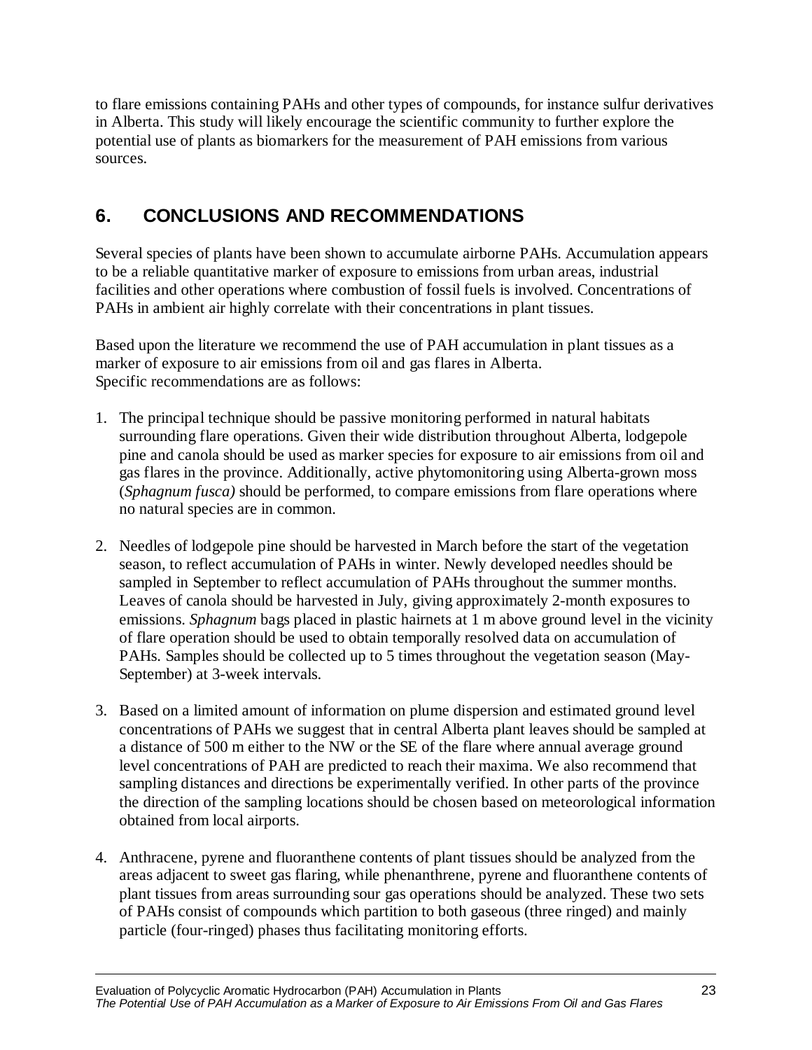to flare emissions containing PAHs and other types of compounds, for instance sulfur derivatives in Alberta. This study will likely encourage the scientific community to further explore the potential use of plants as biomarkers for the measurement of PAH emissions from various sources.

## 6. CONCLUSIONS AND RECOMMENDATIONS

Several species of plants have been shown to accumulate airborne PAHs. Accumulation appears to be a reliable quantitative marker of exposure to emissions from urban areas, industrial facilities and other operations where combustion of fossil fuels is involved. Concentrations of PAHs in ambient air highly correlate with their concentrations in plant tissues.

Based upon the literature we recommend the use of PAH accumulation in plant tissues as a marker of exposure to air emissions from oil and gas flares in Alberta.
Specific recommendations are as follows:

1. The principal technique should be passive monitoring performed in natural habitats surrounding flare operations. Given their wide distribution throughout Alberta, lodgepole pine and canola should be used as marker species for exposure to air emissions from oil and gas flares in the province. Additionally, active phytomonitoring using Alberta-grown moss (*Sphagnum fusca)* should be performed, to compare emissions from flare operations where no natural species are in common.

2. Needles of lodgepole pine should be harvested in March before the start of the vegetation season, to reflect accumulation of PAHs in winter. Newly developed needles should be sampled in September to reflect accumulation of PAHs throughout the summer months. Leaves of canola should be harvested in July, giving approximately 2-month exposures to emissions. *Sphagnum* bags placed in plastic hairnets at 1 m above ground level in the vicinity of flare operation should be used to obtain temporally resolved data on accumulation of PAHs. Samples should be collected up to 5 times throughout the vegetation season (May-September) at 3-week intervals.

3. Based on a limited amount of information on plume dispersion and estimated ground level concentrations of PAHs we suggest that in central Alberta plant leaves should be sampled at a distance of 500 m either to the NW or the SE of the flare where annual average ground level concentrations of PAH are predicted to reach their maxima. We also recommend that sampling distances and directions be experimentally verified. In other parts of the province the direction of the sampling locations should be chosen based on meteorological information obtained from local airports.

4. Anthracene, pyrene and fluoranthene contents of plant tissues should be analyzed from the areas adjacent to sweet gas flaring, while phenanthrene, pyrene and fluoranthene contents of plant tissues from areas surrounding sour gas operations should be analyzed. These two sets of PAHs consist of compounds which partition to both gaseous (three ringed) and mainly particle (four-ringed) phases thus facilitating monitoring efforts.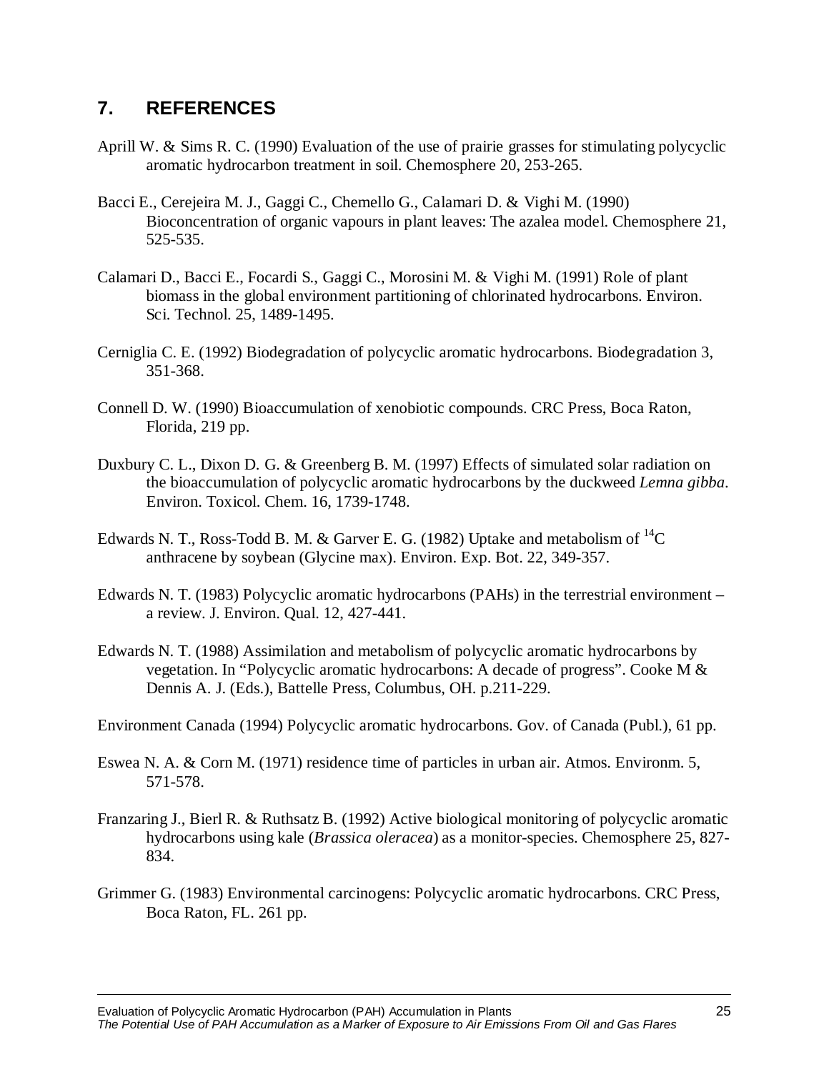## 7. REFERENCES

Aprill W. & Sims R. C. (1990) Evaluation of the use of prairie grasses for stimulating polycyclic aromatic hydrocarbon treatment in soil. Chemosphere 20, 253-265.

Bacci E., Cerejeira M. J., Gaggi C., Chemello G., Calamari D. & Vighi M. (1990) Bioconcentration of organic vapours in plant leaves: The azalea model. Chemosphere 21, 525-535.

Calamari D., Bacci E., Focardi S., Gaggi C., Morosini M. & Vighi M. (1991) Role of plant biomass in the global environment partitioning of chlorinated hydrocarbons. Environ. Sci. Technol. 25, 1489-1495.

Cerniglia C. E. (1992) Biodegradation of polycyclic aromatic hydrocarbons. Biodegradation 3, 351-368.

Connell D. W. (1990) Bioaccumulation of xenobiotic compounds. CRC Press, Boca Raton, Florida, 219 pp.

Duxbury C. L., Dixon D. G. & Greenberg B. M. (1997) Effects of simulated solar radiation on the bioaccumulation of polycyclic aromatic hydrocarbons by the duckweed *Lemna gibba*. Environ. Toxicol. Chem. 16, 1739-1748.

Edwards N. T., Ross-Todd B. M. & Garver E. G. (1982) Uptake and metabolism of $^{14}C$ anthracene by soybean (Glycine max). Environ. Exp. Bot. 22, 349-357.

Edwards N. T. (1983) Polycyclic aromatic hydrocarbons (PAHs) in the terrestrial environment – a review. J. Environ. Qual. 12, 427-441.

Edwards N. T. (1988) Assimilation and metabolism of polycyclic aromatic hydrocarbons by vegetation. In "Polycyclic aromatic hydrocarbons: A decade of progress". Cooke M & Dennis A. J. (Eds.), Battelle Press, Columbus, OH. p.211-229.

Environment Canada (1994) Polycyclic aromatic hydrocarbons. Gov. of Canada (Publ.), 61 pp.

Eswea N. A. & Corn M. (1971) residence time of particles in urban air. Atmos. Environm. 5, 571-578.

Franzaring J., Bierl R. & Ruthsatz B. (1992) Active biological monitoring of polycyclic aromatic hydrocarbons using kale (*Brassica oleracea*) as a monitor-species. Chemosphere 25, 827-834.

Grimmer G. (1983) Environmental carcinogens: Polycyclic aromatic hydrocarbons. CRC Press, Boca Raton, FL. 261 pp.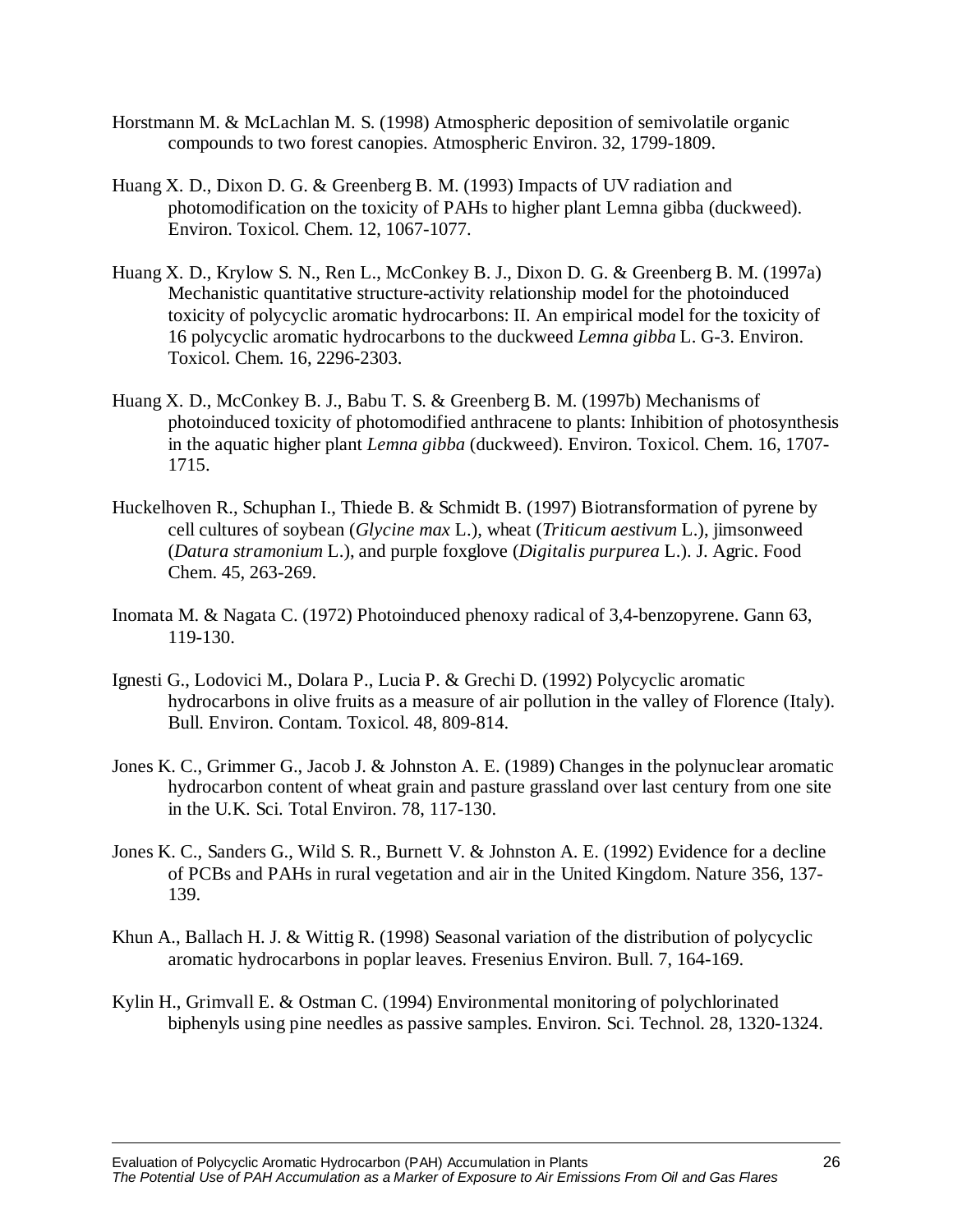Horstmann M. & McLachlan M. S. (1998) Atmospheric deposition of semivolatile organic compounds to two forest canopies. Atmospheric Environ. 32, 1799-1809.

Huang X. D., Dixon D. G. & Greenberg B. M. (1993) Impacts of UV radiation and photomodification on the toxicity of PAHs to higher plant Lemna gibba (duckweed). Environ. Toxicol. Chem. 12, 1067-1077.

Huang X. D., Krylow S. N., Ren L., McConkey B. J., Dixon D. G. & Greenberg B. M. (1997a) Mechanistic quantitative structure-activity relationship model for the photoinduced toxicity of polycyclic aromatic hydrocarbons: II. An empirical model for the toxicity of 16 polycyclic aromatic hydrocarbons to the duckweed *Lemna gibba* L. G-3. Environ. Toxicol. Chem. 16, 2296-2303.

Huang X. D., McConkey B. J., Babu T. S. & Greenberg B. M. (1997b) Mechanisms of photoinduced toxicity of photomodified anthracene to plants: Inhibition of photosynthesis in the aquatic higher plant *Lemna gibba* (duckweed). Environ. Toxicol. Chem. 16, 1707-1715.

Huckelhoven R., Schuphan I., Thiede B. & Schmidt B. (1997) Biotransformation of pyrene by cell cultures of soybean (*Glycine max* L.), wheat (*Triticum aestivum* L.), jimsonweed (*Datura stramonium* L.), and purple foxglove (*Digitalis purpurea* L.). J. Agric. Food Chem. 45, 263-269.

Inomata M. & Nagata C. (1972) Photoinduced phenoxy radical of 3,4-benzopyrene. Gann 63, 119-130.

Ignesti G., Lodovici M., Dolara P., Lucia P. & Grechi D. (1992) Polycyclic aromatic hydrocarbons in olive fruits as a measure of air pollution in the valley of Florence (Italy). Bull. Environ. Contam. Toxicol. 48, 809-814.

Jones K. C., Grimmer G., Jacob J. & Johnston A. E. (1989) Changes in the polynuclear aromatic hydrocarbon content of wheat grain and pasture grassland over last century from one site in the U.K. Sci. Total Environ. 78, 117-130.

Jones K. C., Sanders G., Wild S. R., Burnett V. & Johnston A. E. (1992) Evidence for a decline of PCBs and PAHs in rural vegetation and air in the United Kingdom. Nature 356, 137-139.

Khun A., Ballach H. J. & Wittig R. (1998) Seasonal variation of the distribution of polycyclic aromatic hydrocarbons in poplar leaves. Fresenius Environ. Bull. 7, 164-169.

Kylin H., Grimvall E. & Ostman C. (1994) Environmental monitoring of polychlorinated biphenyls using pine needles as passive samples. Environ. Sci. Technol. 28, 1320-1324.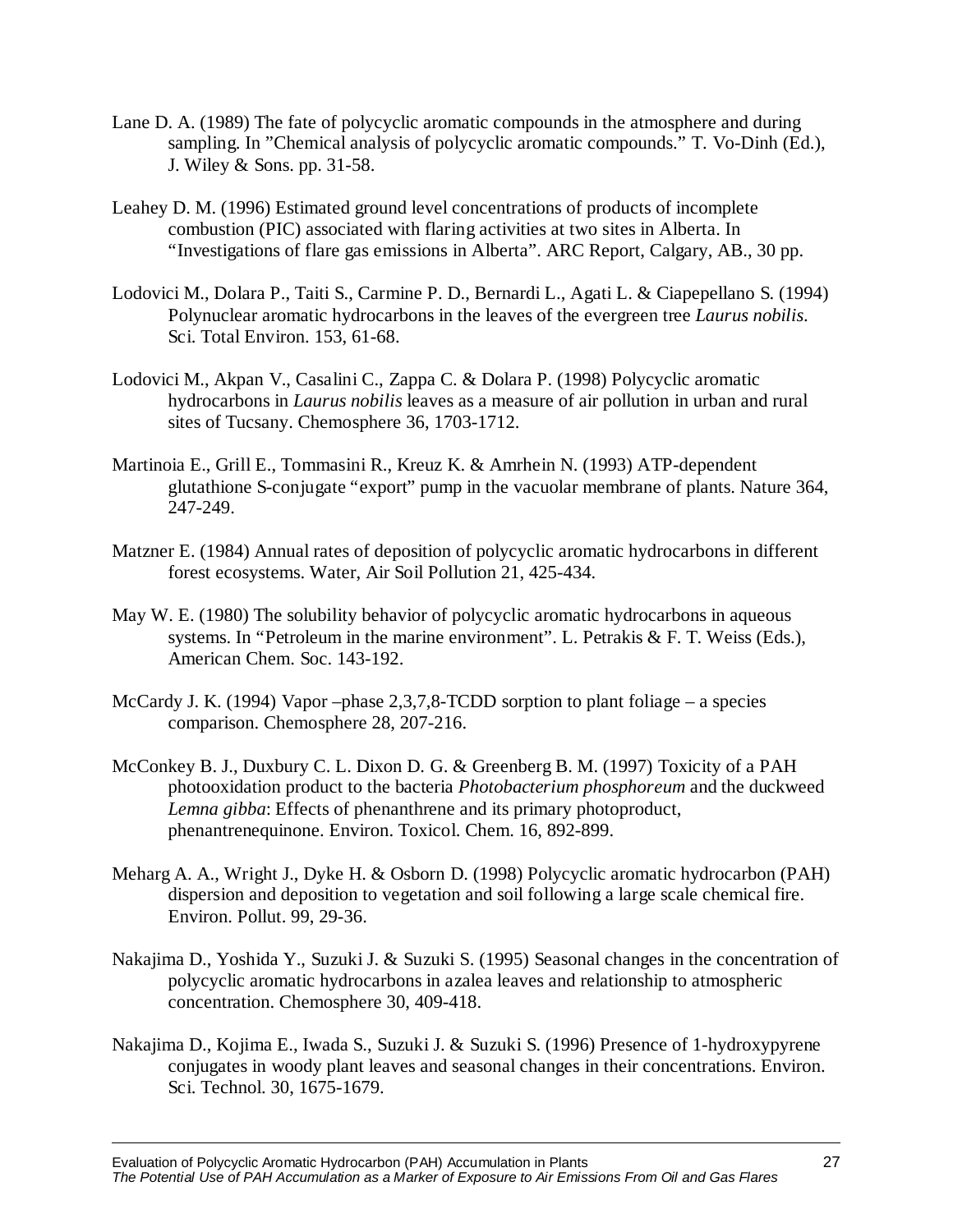Lane D. A. (1989) The fate of polycyclic aromatic compounds in the atmosphere and during sampling. In "Chemical analysis of polycyclic aromatic compounds." T. Vo-Dinh (Ed.), J. Wiley & Sons. pp. 31-58.

Leahey D. M. (1996) Estimated ground level concentrations of products of incomplete combustion (PIC) associated with flaring activities at two sites in Alberta. In "Investigations of flare gas emissions in Alberta". ARC Report, Calgary, AB., 30 pp.

Lodovici M., Dolara P., Taiti S., Carmine P. D., Bernardi L., Agati L. & Ciapepellano S. (1994) Polynuclear aromatic hydrocarbons in the leaves of the evergreen tree *Laurus nobilis*. Sci. Total Environ. 153, 61-68.

Lodovici M., Akpan V., Casalini C., Zappa C. & Dolara P. (1998) Polycyclic aromatic hydrocarbons in *Laurus nobilis* leaves as a measure of air pollution in urban and rural sites of Tucsany. Chemosphere 36, 1703-1712.

Martinoia E., Grill E., Tommasini R., Kreuz K. & Amrhein N. (1993) ATP-dependent glutathione S-conjugate "export" pump in the vacuolar membrane of plants. Nature 364, 247-249.

Matzner E. (1984) Annual rates of deposition of polycyclic aromatic hydrocarbons in different forest ecosystems. Water, Air Soil Pollution 21, 425-434.

May W. E. (1980) The solubility behavior of polycyclic aromatic hydrocarbons in aqueous systems. In "Petroleum in the marine environment". L. Petrakis & F. T. Weiss (Eds.), American Chem. Soc. 143-192.

McCardy J. K. (1994) Vapor –phase 2,3,7,8-TCDD sorption to plant foliage – a species comparison. Chemosphere 28, 207-216.

McConkey B. J., Duxbury C. L. Dixon D. G. & Greenberg B. M. (1997) Toxicity of a PAH photooxidation product to the bacteria *Photobacterium phosphoreum* and the duckweed *Lemna gibba*: Effects of phenanthrene and its primary photoproduct, phenantrenequinone. Environ. Toxicol. Chem. 16, 892-899.

Meharg A. A., Wright J., Dyke H. & Osborn D. (1998) Polycyclic aromatic hydrocarbon (PAH) dispersion and deposition to vegetation and soil following a large scale chemical fire. Environ. Pollut. 99, 29-36.

Nakajima D., Yoshida Y., Suzuki J. & Suzuki S. (1995) Seasonal changes in the concentration of polycyclic aromatic hydrocarbons in azalea leaves and relationship to atmospheric concentration. Chemosphere 30, 409-418.

Nakajima D., Kojima E., Iwada S., Suzuki J. & Suzuki S. (1996) Presence of 1-hydroxypyrene conjugates in woody plant leaves and seasonal changes in their concentrations. Environ. Sci. Technol. 30, 1675-1679.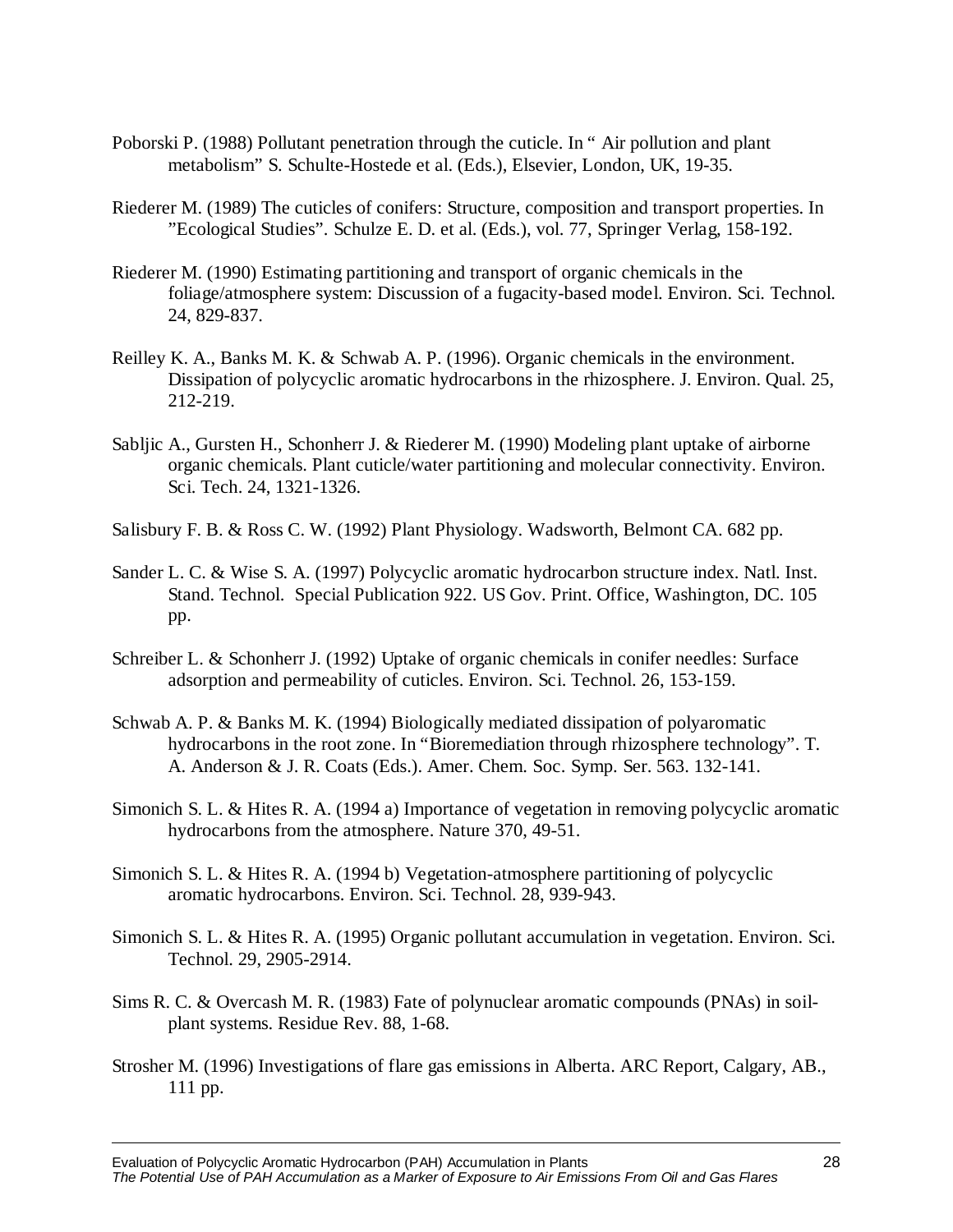Poborski P. (1988) Pollutant penetration through the cuticle. In " Air pollution and plant metabolism" S. Schulte-Hostede et al. (Eds.), Elsevier, London, UK, 19-35.

Riederer M. (1989) The cuticles of conifers: Structure, composition and transport properties. In "Ecological Studies". Schulze E. D. et al. (Eds.), vol. 77, Springer Verlag, 158-192.

Riederer M. (1990) Estimating partitioning and transport of organic chemicals in the foliage/atmosphere system: Discussion of a fugacity-based model. Environ. Sci. Technol. 24, 829-837.

Reilley K. A., Banks M. K. & Schwab A. P. (1996). Organic chemicals in the environment. Dissipation of polycyclic aromatic hydrocarbons in the rhizosphere. J. Environ. Qual. 25, 212-219.

Sabljic A., Gursten H., Schonherr J. & Riederer M. (1990) Modeling plant uptake of airborne organic chemicals. Plant cuticle/water partitioning and molecular connectivity. Environ. Sci. Tech. 24, 1321-1326.

Salisbury F. B. & Ross C. W. (1992) Plant Physiology. Wadsworth, Belmont CA. 682 pp.

Sander L. C. & Wise S. A. (1997) Polycyclic aromatic hydrocarbon structure index. Natl. Inst. Stand. Technol. Special Publication 922. US Gov. Print. Office, Washington, DC. 105 pp.

Schreiber L. & Schonherr J. (1992) Uptake of organic chemicals in conifer needles: Surface adsorption and permeability of cuticles. Environ. Sci. Technol. 26, 153-159.

Schwab A. P. & Banks M. K. (1994) Biologically mediated dissipation of polyaromatic hydrocarbons in the root zone. In "Bioremediation through rhizosphere technology". T. A. Anderson & J. R. Coats (Eds.). Amer. Chem. Soc. Symp. Ser. 563. 132-141.

Simonich S. L. & Hites R. A. (1994 a) Importance of vegetation in removing polycyclic aromatic hydrocarbons from the atmosphere. Nature 370, 49-51.

Simonich S. L. & Hites R. A. (1994 b) Vegetation-atmosphere partitioning of polycyclic aromatic hydrocarbons. Environ. Sci. Technol. 28, 939-943.

Simonich S. L. & Hites R. A. (1995) Organic pollutant accumulation in vegetation. Environ. Sci. Technol. 29, 2905-2914.

Sims R. C. & Overcash M. R. (1983) Fate of polynuclear aromatic compounds (PNAs) in soil-plant systems. Residue Rev. 88, 1-68.

Strosher M. (1996) Investigations of flare gas emissions in Alberta. ARC Report, Calgary, AB., 111 pp.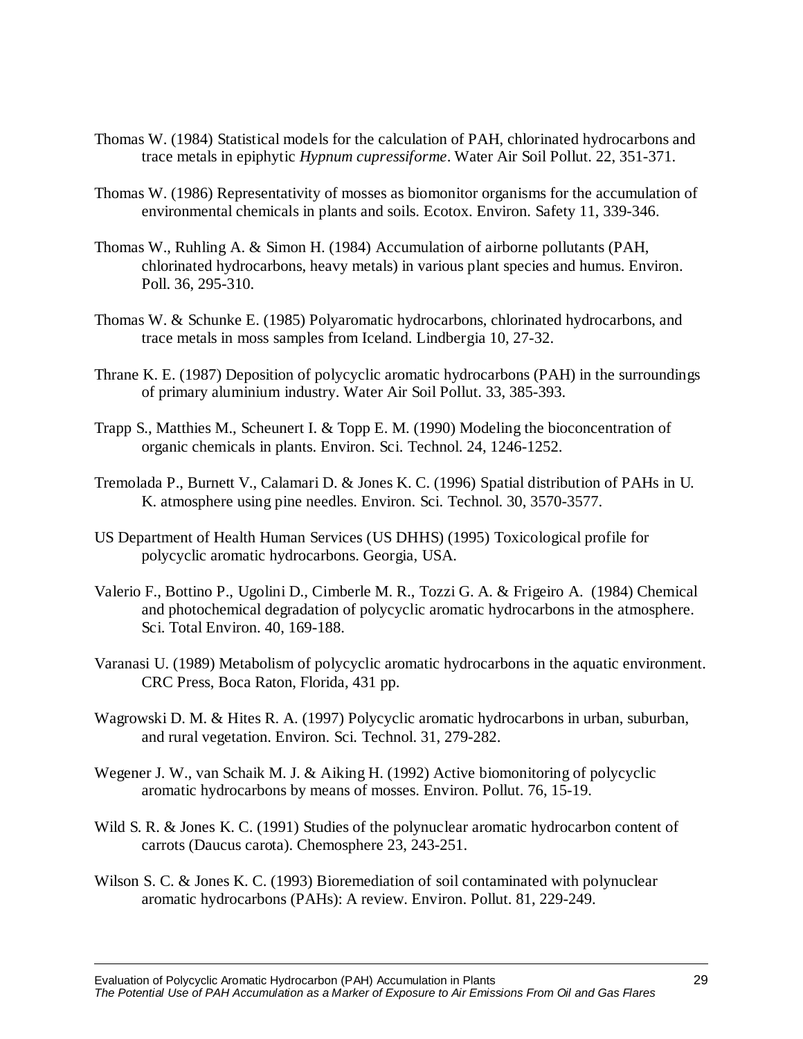Thomas W. (1984) Statistical models for the calculation of PAH, chlorinated hydrocarbons and trace metals in epiphytic *Hypnum cupressiforme*. Water Air Soil Pollut. 22, 351-371.

Thomas W. (1986) Representativity of mosses as biomonitor organisms for the accumulation of environmental chemicals in plants and soils. Ecotox. Environ. Safety 11, 339-346.

Thomas W., Ruhling A. & Simon H. (1984) Accumulation of airborne pollutants (PAH, chlorinated hydrocarbons, heavy metals) in various plant species and humus. Environ. Poll. 36, 295-310.

Thomas W. & Schunke E. (1985) Polyaromatic hydrocarbons, chlorinated hydrocarbons, and trace metals in moss samples from Iceland. Lindbergia 10, 27-32.

Thrane K. E. (1987) Deposition of polycyclic aromatic hydrocarbons (PAH) in the surroundings of primary aluminium industry. Water Air Soil Pollut. 33, 385-393.

Trapp S., Matthies M., Scheunert I. & Topp E. M. (1990) Modeling the bioconcentration of organic chemicals in plants. Environ. Sci. Technol. 24, 1246-1252.

Tremolada P., Burnett V., Calamari D. & Jones K. C. (1996) Spatial distribution of PAHs in U. K. atmosphere using pine needles. Environ. Sci. Technol. 30, 3570-3577.

US Department of Health Human Services (US DHHS) (1995) Toxicological profile for polycyclic aromatic hydrocarbons. Georgia, USA.

Valerio F., Bottino P., Ugolini D., Cimberle M. R., Tozzi G. A. & Frigeiro A. (1984) Chemical and photochemical degradation of polycyclic aromatic hydrocarbons in the atmosphere. Sci. Total Environ. 40, 169-188.

Varanasi U. (1989) Metabolism of polycyclic aromatic hydrocarbons in the aquatic environment. CRC Press, Boca Raton, Florida, 431 pp.

Wagrowski D. M. & Hites R. A. (1997) Polycyclic aromatic hydrocarbons in urban, suburban, and rural vegetation. Environ. Sci. Technol. 31, 279-282.

Wegener J. W., van Schaik M. J. & Aiking H. (1992) Active biomonitoring of polycyclic aromatic hydrocarbons by means of mosses. Environ. Pollut. 76, 15-19.

Wild S. R. & Jones K. C. (1991) Studies of the polynuclear aromatic hydrocarbon content of carrots (Daucus carota). Chemosphere 23, 243-251.

Wilson S. C. & Jones K. C. (1993) Bioremediation of soil contaminated with polynuclear aromatic hydrocarbons (PAHs): A review. Environ. Pollut. 81, 229-249.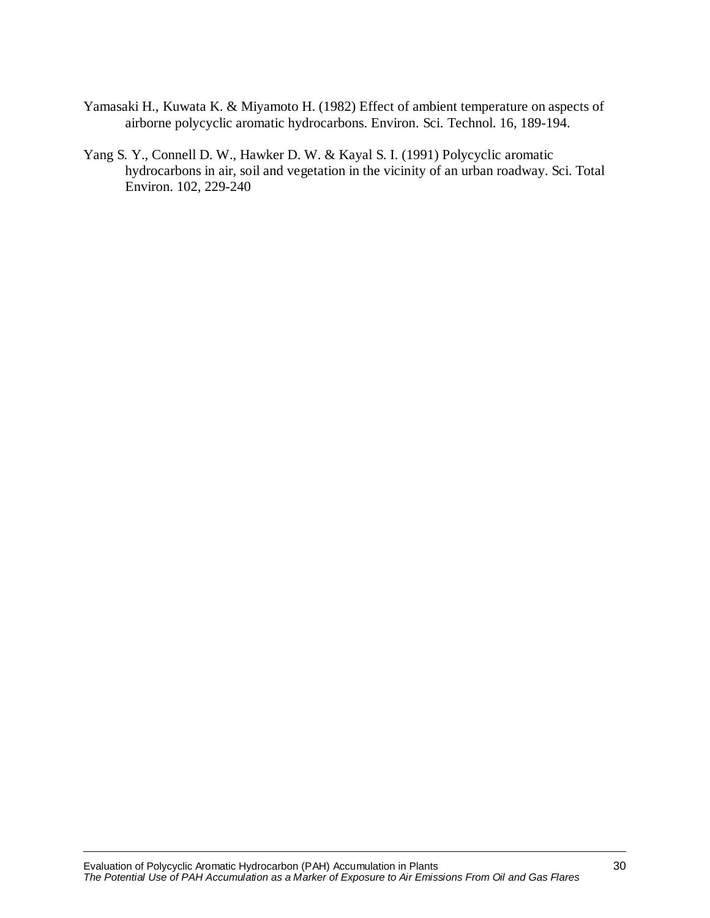Yamasaki H., Kuwata K. & Miyamoto H. (1982) Effect of ambient temperature on aspects of airborne polycyclic aromatic hydrocarbons. Environ. Sci. Technol. 16, 189-194.

Yang S. Y., Connell D. W., Hawker D. W. & Kayal S. I. (1991) Polycyclic aromatic hydrocarbons in air, soil and vegetation in the vicinity of an urban roadway. Sci. Total Environ. 102, 229-240